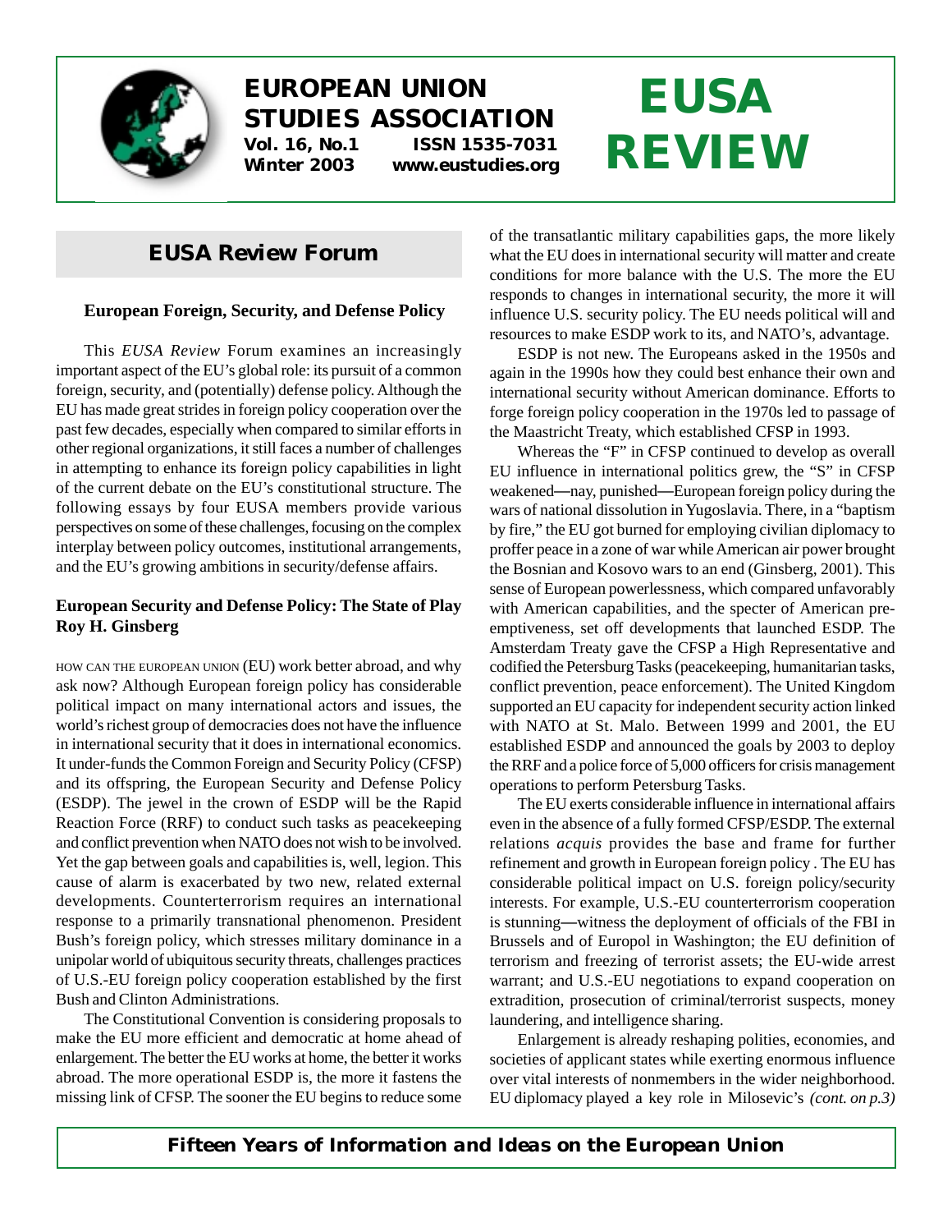# EUROPEAN UNION STUDIES ASSOCIATION

**Vol. 16, No.1 ISSN 1535-7031**
**Winter 2003 www.eustudies.org**

# EUSA REVIEW

## EUSA Review Forum

### European Foreign, Security, and Defense Policy

This *EUSA Review* Forum examines an increasingly important aspect of the EU's global role: its pursuit of a common foreign, security, and (potentially) defense policy. Although the EU has made great strides in foreign policy cooperation over the past few decades, especially when compared to similar efforts in other regional organizations, it still faces a number of challenges in attempting to enhance its foreign policy capabilities in light of the current debate on the EU's constitutional structure. The following essays by four EUSA members provide various perspectives on some of these challenges, focusing on the complex interplay between policy outcomes, institutional arrangements, and the EU's growing ambitions in security/defense affairs.

### European Security and Defense Policy: The State of Play
**Roy H. Ginsberg**

HOW CAN THE EUROPEAN UNION (EU) work better abroad, and why ask now? Although European foreign policy has considerable political impact on many international actors and issues, the world's richest group of democracies does not have the influence in international security that it does in international economics. It under-funds the Common Foreign and Security Policy (CFSP) and its offspring, the European Security and Defense Policy (ESDP). The jewel in the crown of ESDP will be the Rapid Reaction Force (RRF) to conduct such tasks as peacekeeping and conflict prevention when NATO does not wish to be involved. Yet the gap between goals and capabilities is, well, legion. This cause of alarm is exacerbated by two new, related external developments. Counterterrorism requires an international response to a primarily transnational phenomenon. President Bush's foreign policy, which stresses military dominance in a unipolar world of ubiquitous security threats, challenges practices of U.S.-EU foreign policy cooperation established by the first Bush and Clinton Administrations.

The Constitutional Convention is considering proposals to make the EU more efficient and democratic at home ahead of enlargement. The better the EU works at home, the better it works abroad. The more operational ESDP is, the more it fastens the missing link of CFSP. The sooner the EU begins to reduce some of the transatlantic military capabilities gaps, the more likely what the EU does in international security will matter and create conditions for more balance with the U.S. The more the EU responds to changes in international security, the more it will influence U.S. security policy. The EU needs political will and resources to make ESDP work to its, and NATO's, advantage.

ESDP is not new. The Europeans asked in the 1950s and again in the 1990s how they could best enhance their own and international security without American dominance. Efforts to forge foreign policy cooperation in the 1970s led to passage of the Maastricht Treaty, which established CFSP in 1993.

Whereas the "F" in CFSP continued to develop as overall EU influence in international politics grew, the "S" in CFSP weakened—nay, punished—European foreign policy during the wars of national dissolution in Yugoslavia. There, in a "baptism by fire," the EU got burned for employing civilian diplomacy to proffer peace in a zone of war while American air power brought the Bosnian and Kosovo wars to an end (Ginsberg, 2001). This sense of European powerlessness, which compared unfavorably with American capabilities, and the specter of American pre-emptiveness, set off developments that launched ESDP. The Amsterdam Treaty gave the CFSP a High Representative and codified the Petersburg Tasks (peacekeeping, humanitarian tasks, conflict prevention, peace enforcement). The United Kingdom supported an EU capacity for independent security action linked with NATO at St. Malo. Between 1999 and 2001, the EU established ESDP and announced the goals by 2003 to deploy the RRF and a police force of 5,000 officers for crisis management operations to perform Petersburg Tasks.

The EU exerts considerable influence in international affairs even in the absence of a fully formed CFSP/ESDP. The external relations *acquis* provides the base and frame for further refinement and growth in European foreign policy . The EU has considerable political impact on U.S. foreign policy/security interests. For example, U.S.-EU counterterrorism cooperation is stunning—witness the deployment of officials of the FBI in Brussels and of Europol in Washington; the EU definition of terrorism and freezing of terrorist assets; the EU-wide arrest warrant; and U.S.-EU negotiations to expand cooperation on extradition, prosecution of criminal/terrorist suspects, money laundering, and intelligence sharing.

Enlargement is already reshaping polities, economies, and societies of applicant states while exerting enormous influence over vital interests of nonmembers in the wider neighborhood. EU diplomacy played a key role in Milosevic's *(cont. on p.3)*

***Fifteen Years of Information and Ideas on the European Union***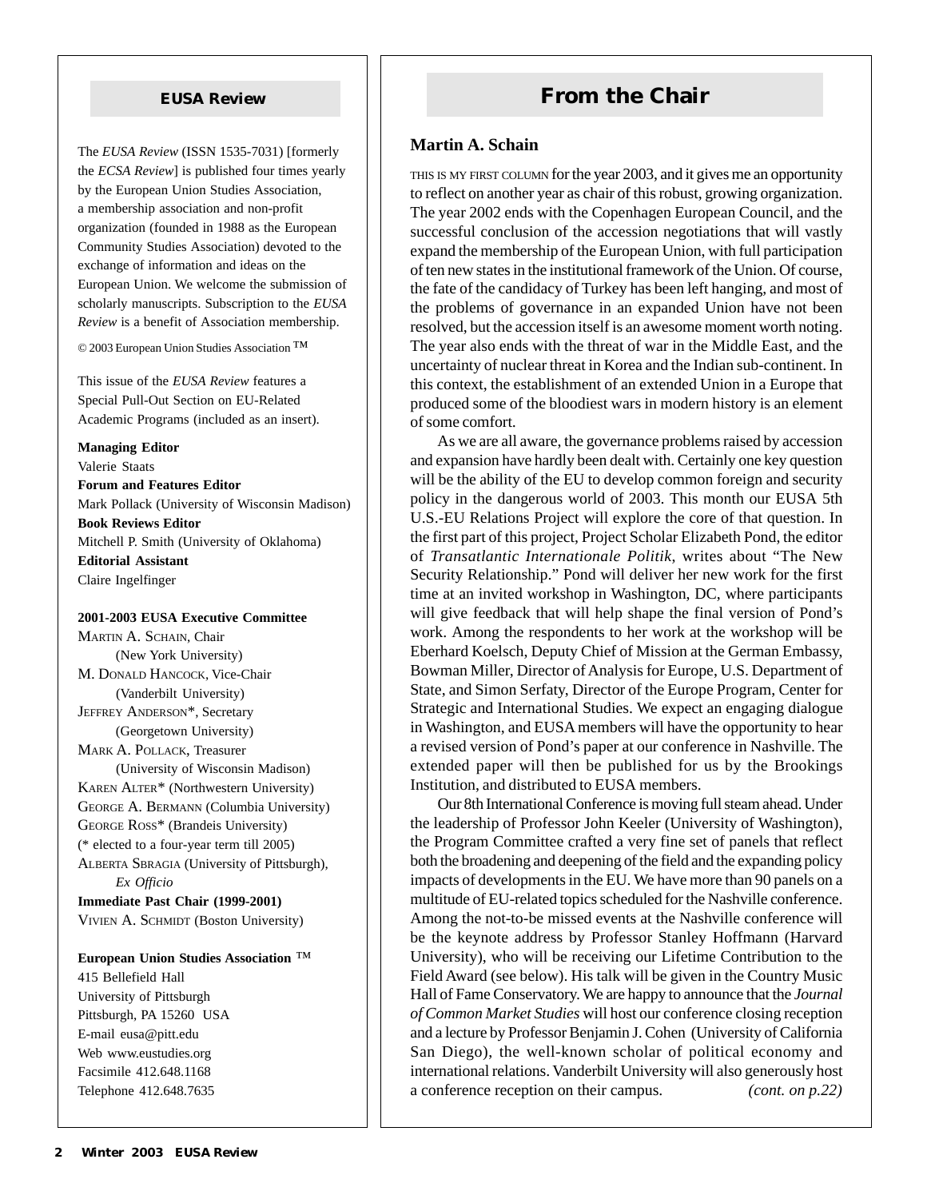## EUSA Review

The *EUSA Review* (ISSN 1535-7031) [formerly the *ECSA Review*] is published four times yearly by the European Union Studies Association, a membership association and non-profit organization (founded in 1988 as the European Community Studies Association) devoted to the exchange of information and ideas on the European Union. We welcome the submission of scholarly manuscripts. Subscription to the *EUSA Review* is a benefit of Association membership.

© 2003 European Union Studies Association ™

This issue of the *EUSA Review* features a Special Pull-Out Section on EU-Related Academic Programs (included as an insert).

**Managing Editor**
Valerie Staats

**Forum and Features Editor**
Mark Pollack (University of Wisconsin Madison)

**Book Reviews Editor**
Mitchell P. Smith (University of Oklahoma)

**Editorial Assistant**
Claire Ingelfinger

**2001-2003 EUSA Executive Committee**

MARTIN A. SCHAIN, Chair (New York University)
M. DONALD HANCOCK, Vice-Chair (Vanderbilt University)
JEFFREY ANDERSON*, Secretary (Georgetown University)
MARK A. POLLACK, Treasurer (University of Wisconsin Madison)
KAREN ALTER* (Northwestern University)
GEORGE A. BERMANN (Columbia University)
GEORGE ROSS* (Brandeis University)
(* elected to a four-year term till 2005)
ALBERTA SBRAGIA (University of Pittsburgh), *Ex Officio*

**Immediate Past Chair (1999-2001)**
VIVIEN A. SCHMIDT (Boston University)

**European Union Studies Association ™**
415 Bellefield Hall
University of Pittsburgh
Pittsburgh, PA 15260 USA
E-mail eusa@pitt.edu
Web www.eustudies.org
Facsimile 412.648.1168
Telephone 412.648.7635

## From the Chair

### Martin A. Schain

THIS IS MY FIRST COLUMN for the year 2003, and it gives me an opportunity to reflect on another year as chair of this robust, growing organization. The year 2002 ends with the Copenhagen European Council, and the successful conclusion of the accession negotiations that will vastly expand the membership of the European Union, with full participation of ten new states in the institutional framework of the Union. Of course, the fate of the candidacy of Turkey has been left hanging, and most of the problems of governance in an expanded Union have not been resolved, but the accession itself is an awesome moment worth noting. The year also ends with the threat of war in the Middle East, and the uncertainty of nuclear threat in Korea and the Indian sub-continent. In this context, the establishment of an extended Union in a Europe that produced some of the bloodiest wars in modern history is an element of some comfort.

As we are all aware, the governance problems raised by accession and expansion have hardly been dealt with. Certainly one key question will be the ability of the EU to develop common foreign and security policy in the dangerous world of 2003. This month our EUSA 5th U.S.-EU Relations Project will explore the core of that question. In the first part of this project, Project Scholar Elizabeth Pond, the editor of *Transatlantic Internationale Politik*, writes about "The New Security Relationship." Pond will deliver her new work for the first time at an invited workshop in Washington, DC, where participants will give feedback that will help shape the final version of Pond's work. Among the respondents to her work at the workshop will be Eberhard Koelsch, Deputy Chief of Mission at the German Embassy, Bowman Miller, Director of Analysis for Europe, U.S. Department of State, and Simon Serfaty, Director of the Europe Program, Center for Strategic and International Studies. We expect an engaging dialogue in Washington, and EUSA members will have the opportunity to hear a revised version of Pond's paper at our conference in Nashville. The extended paper will then be published for us by the Brookings Institution, and distributed to EUSA members.

Our 8th International Conference is moving full steam ahead. Under the leadership of Professor John Keeler (University of Washington), the Program Committee crafted a very fine set of panels that reflect both the broadening and deepening of the field and the expanding policy impacts of developments in the EU. We have more than 90 panels on a multitude of EU-related topics scheduled for the Nashville conference. Among the not-to-be missed events at the Nashville conference will be the keynote address by Professor Stanley Hoffmann (Harvard University), who will be receiving our Lifetime Contribution to the Field Award (see below). His talk will be given in the Country Music Hall of Fame Conservatory. We are happy to announce that the *Journal of Common Market Studies* will host our conference closing reception and a lecture by Professor Benjamin J. Cohen (University of California San Diego), the well-known scholar of political economy and international relations. Vanderbilt University will also generously host a conference reception on their campus. *(cont. on p.22)*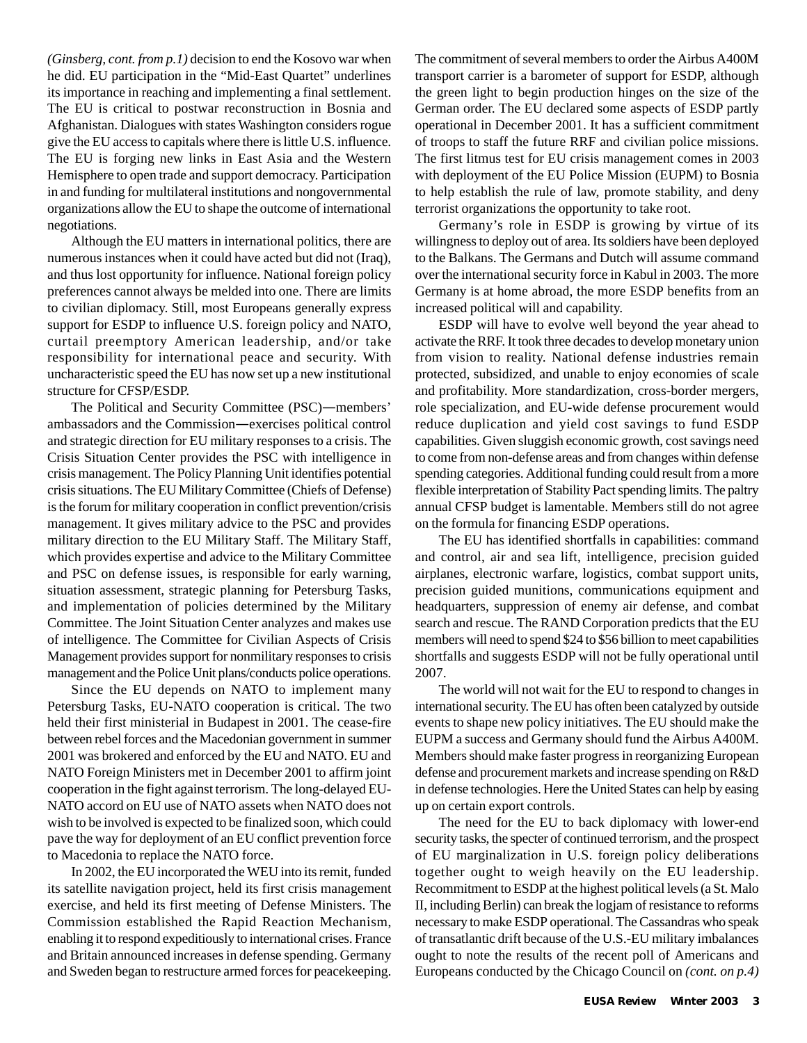*(Ginsberg, cont. from p.1)* decision to end the Kosovo war when he did. EU participation in the "Mid-East Quartet" underlines its importance in reaching and implementing a final settlement. The EU is critical to postwar reconstruction in Bosnia and Afghanistan. Dialogues with states Washington considers rogue give the EU access to capitals where there is little U.S. influence. The EU is forging new links in East Asia and the Western Hemisphere to open trade and support democracy. Participation in and funding for multilateral institutions and nongovernmental organizations allow the EU to shape the outcome of international negotiations.

Although the EU matters in international politics, there are numerous instances when it could have acted but did not (Iraq), and thus lost opportunity for influence. National foreign policy preferences cannot always be melded into one. There are limits to civilian diplomacy. Still, most Europeans generally express support for ESDP to influence U.S. foreign policy and NATO, curtail preemptory American leadership, and/or take responsibility for international peace and security. With uncharacteristic speed the EU has now set up a new institutional structure for CFSP/ESDP.

The Political and Security Committee (PSC)—members' ambassadors and the Commission—exercises political control and strategic direction for EU military responses to a crisis. The Crisis Situation Center provides the PSC with intelligence in crisis management. The Policy Planning Unit identifies potential crisis situations. The EU Military Committee (Chiefs of Defense) is the forum for military cooperation in conflict prevention/crisis management. It gives military advice to the PSC and provides military direction to the EU Military Staff. The Military Staff, which provides expertise and advice to the Military Committee and PSC on defense issues, is responsible for early warning, situation assessment, strategic planning for Petersburg Tasks, and implementation of policies determined by the Military Committee. The Joint Situation Center analyzes and makes use of intelligence. The Committee for Civilian Aspects of Crisis Management provides support for nonmilitary responses to crisis management and the Police Unit plans/conducts police operations.

Since the EU depends on NATO to implement many Petersburg Tasks, EU-NATO cooperation is critical. The two held their first ministerial in Budapest in 2001. The cease-fire between rebel forces and the Macedonian government in summer 2001 was brokered and enforced by the EU and NATO. EU and NATO Foreign Ministers met in December 2001 to affirm joint cooperation in the fight against terrorism. The long-delayed EU-NATO accord on EU use of NATO assets when NATO does not wish to be involved is expected to be finalized soon, which could pave the way for deployment of an EU conflict prevention force to Macedonia to replace the NATO force.

In 2002, the EU incorporated the WEU into its remit, funded its satellite navigation project, held its first crisis management exercise, and held its first meeting of Defense Ministers. The Commission established the Rapid Reaction Mechanism, enabling it to respond expeditiously to international crises. France and Britain announced increases in defense spending. Germany and Sweden began to restructure armed forces for peacekeeping. The commitment of several members to order the Airbus A400M transport carrier is a barometer of support for ESDP, although the green light to begin production hinges on the size of the German order. The EU declared some aspects of ESDP partly operational in December 2001. It has a sufficient commitment of troops to staff the future RRF and civilian police missions. The first litmus test for EU crisis management comes in 2003 with deployment of the EU Police Mission (EUPM) to Bosnia to help establish the rule of law, promote stability, and deny terrorist organizations the opportunity to take root.

Germany's role in ESDP is growing by virtue of its willingness to deploy out of area. Its soldiers have been deployed to the Balkans. The Germans and Dutch will assume command over the international security force in Kabul in 2003. The more Germany is at home abroad, the more ESDP benefits from an increased political will and capability.

ESDP will have to evolve well beyond the year ahead to activate the RRF. It took three decades to develop monetary union from vision to reality. National defense industries remain protected, subsidized, and unable to enjoy economies of scale and profitability. More standardization, cross-border mergers, role specialization, and EU-wide defense procurement would reduce duplication and yield cost savings to fund ESDP capabilities. Given sluggish economic growth, cost savings need to come from non-defense areas and from changes within defense spending categories. Additional funding could result from a more flexible interpretation of Stability Pact spending limits. The paltry annual CFSP budget is lamentable. Members still do not agree on the formula for financing ESDP operations.

The EU has identified shortfalls in capabilities: command and control, air and sea lift, intelligence, precision guided airplanes, electronic warfare, logistics, combat support units, precision guided munitions, communications equipment and headquarters, suppression of enemy air defense, and combat search and rescue. The RAND Corporation predicts that the EU members will need to spend $24 to $56 billion to meet capabilities shortfalls and suggests ESDP will not be fully operational until 2007.

The world will not wait for the EU to respond to changes in international security. The EU has often been catalyzed by outside events to shape new policy initiatives. The EU should make the EUPM a success and Germany should fund the Airbus A400M. Members should make faster progress in reorganizing European defense and procurement markets and increase spending on R&D in defense technologies. Here the United States can help by easing up on certain export controls.

The need for the EU to back diplomacy with lower-end security tasks, the specter of continued terrorism, and the prospect of EU marginalization in U.S. foreign policy deliberations together ought to weigh heavily on the EU leadership. Recommitment to ESDP at the highest political levels (a St. Malo II, including Berlin) can break the logjam of resistance to reforms necessary to make ESDP operational. The Cassandras who speak of transatlantic drift because of the U.S.-EU military imbalances ought to note the results of the recent poll of Americans and Europeans conducted by the Chicago Council on *(cont. on p.4)*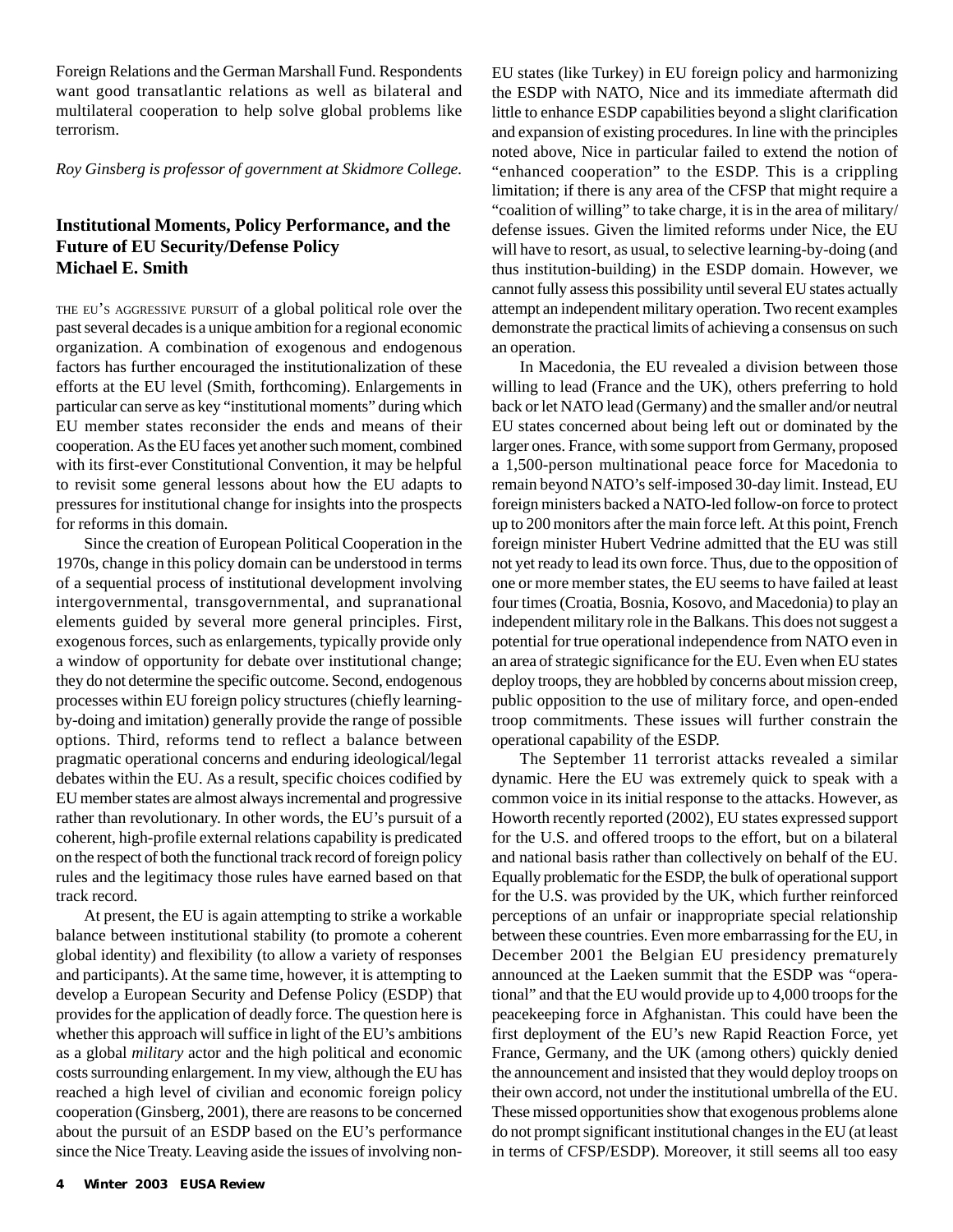Foreign Relations and the German Marshall Fund. Respondents want good transatlantic relations as well as bilateral and multilateral cooperation to help solve global problems like terrorism.

*Roy Ginsberg is professor of government at Skidmore College.*

## Institutional Moments, Policy Performance, and the Future of EU Security/Defense Policy
**Michael E. Smith**

THE EU'S AGGRESSIVE PURSUIT of a global political role over the past several decades is a unique ambition for a regional economic organization. A combination of exogenous and endogenous factors has further encouraged the institutionalization of these efforts at the EU level (Smith, forthcoming). Enlargements in particular can serve as key "institutional moments" during which EU member states reconsider the ends and means of their cooperation. As the EU faces yet another such moment, combined with its first-ever Constitutional Convention, it may be helpful to revisit some general lessons about how the EU adapts to pressures for institutional change for insights into the prospects for reforms in this domain.

Since the creation of European Political Cooperation in the 1970s, change in this policy domain can be understood in terms of a sequential process of institutional development involving intergovernmental, transgovernmental, and supranational elements guided by several more general principles. First, exogenous forces, such as enlargements, typically provide only a window of opportunity for debate over institutional change; they do not determine the specific outcome. Second, endogenous processes within EU foreign policy structures (chiefly learning-by-doing and imitation) generally provide the range of possible options. Third, reforms tend to reflect a balance between pragmatic operational concerns and enduring ideological/legal debates within the EU. As a result, specific choices codified by EU member states are almost always incremental and progressive rather than revolutionary. In other words, the EU's pursuit of a coherent, high-profile external relations capability is predicated on the respect of both the functional track record of foreign policy rules and the legitimacy those rules have earned based on that track record.

At present, the EU is again attempting to strike a workable balance between institutional stability (to promote a coherent global identity) and flexibility (to allow a variety of responses and participants). At the same time, however, it is attempting to develop a European Security and Defense Policy (ESDP) that provides for the application of deadly force. The question here is whether this approach will suffice in light of the EU's ambitions as a global *military* actor and the high political and economic costs surrounding enlargement. In my view, although the EU has reached a high level of civilian and economic foreign policy cooperation (Ginsberg, 2001), there are reasons to be concerned about the pursuit of an ESDP based on the EU's performance since the Nice Treaty. Leaving aside the issues of involving non-EU states (like Turkey) in EU foreign policy and harmonizing the ESDP with NATO, Nice and its immediate aftermath did little to enhance ESDP capabilities beyond a slight clarification and expansion of existing procedures. In line with the principles noted above, Nice in particular failed to extend the notion of "enhanced cooperation" to the ESDP. This is a crippling limitation; if there is any area of the CFSP that might require a "coalition of willing" to take charge, it is in the area of military/defense issues. Given the limited reforms under Nice, the EU will have to resort, as usual, to selective learning-by-doing (and thus institution-building) in the ESDP domain. However, we cannot fully assess this possibility until several EU states actually attempt an independent military operation. Two recent examples demonstrate the practical limits of achieving a consensus on such an operation.

In Macedonia, the EU revealed a division between those willing to lead (France and the UK), others preferring to hold back or let NATO lead (Germany) and the smaller and/or neutral EU states concerned about being left out or dominated by the larger ones. France, with some support from Germany, proposed a 1,500-person multinational peace force for Macedonia to remain beyond NATO's self-imposed 30-day limit. Instead, EU foreign ministers backed a NATO-led follow-on force to protect up to 200 monitors after the main force left. At this point, French foreign minister Hubert Vedrine admitted that the EU was still not yet ready to lead its own force. Thus, due to the opposition of one or more member states, the EU seems to have failed at least four times (Croatia, Bosnia, Kosovo, and Macedonia) to play an independent military role in the Balkans. This does not suggest a potential for true operational independence from NATO even in an area of strategic significance for the EU. Even when EU states deploy troops, they are hobbled by concerns about mission creep, public opposition to the use of military force, and open-ended troop commitments. These issues will further constrain the operational capability of the ESDP.

The September 11 terrorist attacks revealed a similar dynamic. Here the EU was extremely quick to speak with a common voice in its initial response to the attacks. However, as Howorth recently reported (2002), EU states expressed support for the U.S. and offered troops to the effort, but on a bilateral and national basis rather than collectively on behalf of the EU. Equally problematic for the ESDP, the bulk of operational support for the U.S. was provided by the UK, which further reinforced perceptions of an unfair or inappropriate special relationship between these countries. Even more embarrassing for the EU, in December 2001 the Belgian EU presidency prematurely announced at the Laeken summit that the ESDP was "operational" and that the EU would provide up to 4,000 troops for the peacekeeping force in Afghanistan. This could have been the first deployment of the EU's new Rapid Reaction Force, yet France, Germany, and the UK (among others) quickly denied the announcement and insisted that they would deploy troops on their own accord, not under the institutional umbrella of the EU. These missed opportunities show that exogenous problems alone do not prompt significant institutional changes in the EU (at least in terms of CFSP/ESDP). Moreover, it still seems all too easy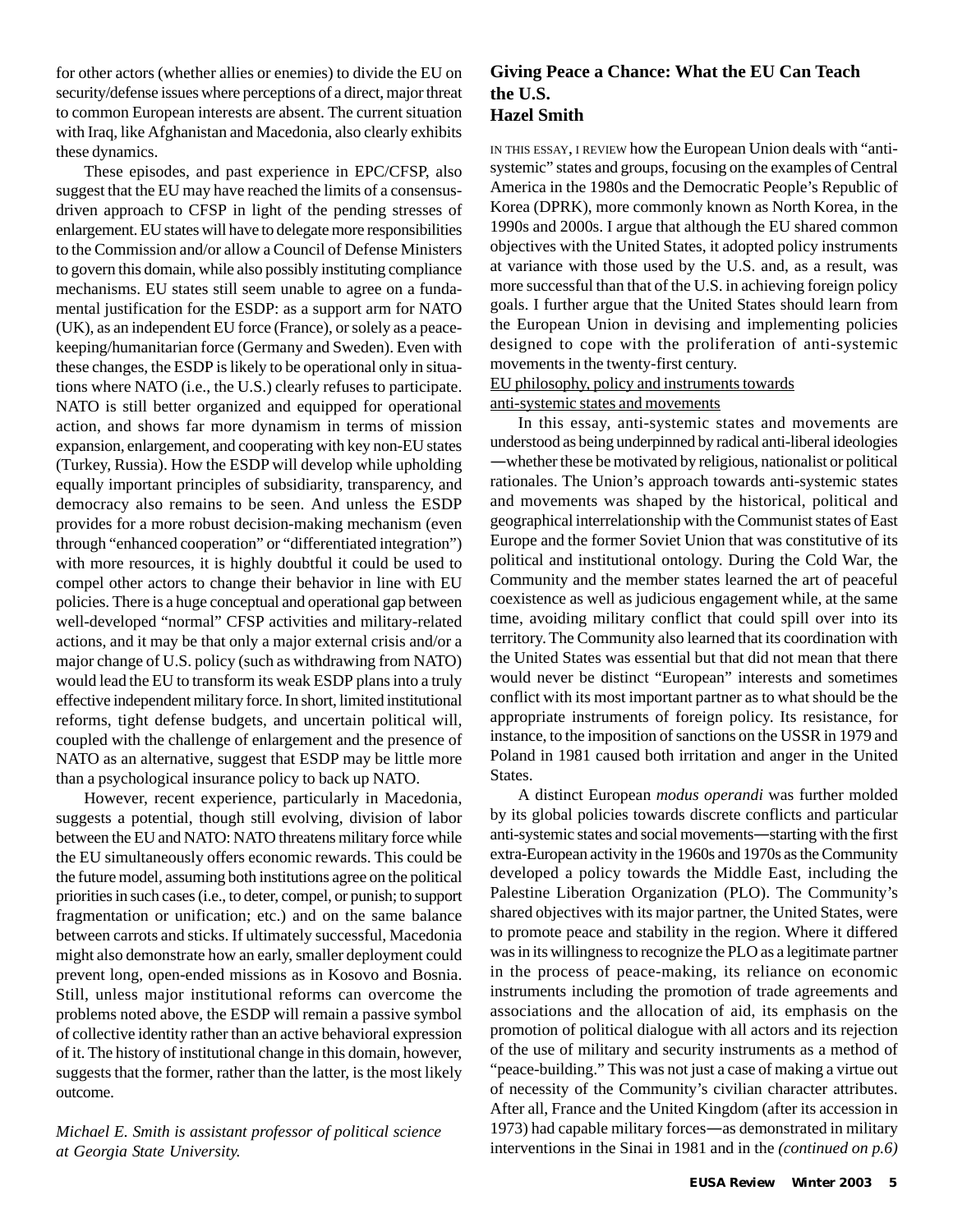for other actors (whether allies or enemies) to divide the EU on security/defense issues where perceptions of a direct, major threat to common European interests are absent. The current situation with Iraq, like Afghanistan and Macedonia, also clearly exhibits these dynamics.

These episodes, and past experience in EPC/CFSP, also suggest that the EU may have reached the limits of a consensus-driven approach to CFSP in light of the pending stresses of enlargement. EU states will have to delegate more responsibilities to the Commission and/or allow a Council of Defense Ministers to govern this domain, while also possibly instituting compliance mechanisms. EU states still seem unable to agree on a fundamental justification for the ESDP: as a support arm for NATO (UK), as an independent EU force (France), or solely as a peace-keeping/humanitarian force (Germany and Sweden). Even with these changes, the ESDP is likely to be operational only in situations where NATO (i.e., the U.S.) clearly refuses to participate. NATO is still better organized and equipped for operational action, and shows far more dynamism in terms of mission expansion, enlargement, and cooperating with key non-EU states (Turkey, Russia). How the ESDP will develop while upholding equally important principles of subsidiarity, transparency, and democracy also remains to be seen. And unless the ESDP provides for a more robust decision-making mechanism (even through "enhanced cooperation" or "differentiated integration") with more resources, it is highly doubtful it could be used to compel other actors to change their behavior in line with EU policies. There is a huge conceptual and operational gap between well-developed "normal" CFSP activities and military-related actions, and it may be that only a major external crisis and/or a major change of U.S. policy (such as withdrawing from NATO) would lead the EU to transform its weak ESDP plans into a truly effective independent military force. In short, limited institutional reforms, tight defense budgets, and uncertain political will, coupled with the challenge of enlargement and the presence of NATO as an alternative, suggest that ESDP may be little more than a psychological insurance policy to back up NATO.

However, recent experience, particularly in Macedonia, suggests a potential, though still evolving, division of labor between the EU and NATO: NATO threatens military force while the EU simultaneously offers economic rewards. This could be the future model, assuming both institutions agree on the political priorities in such cases (i.e., to deter, compel, or punish; to support fragmentation or unification; etc.) and on the same balance between carrots and sticks. If ultimately successful, Macedonia might also demonstrate how an early, smaller deployment could prevent long, open-ended missions as in Kosovo and Bosnia. Still, unless major institutional reforms can overcome the problems noted above, the ESDP will remain a passive symbol of collective identity rather than an active behavioral expression of it. The history of institutional change in this domain, however, suggests that the former, rather than the latter, is the most likely outcome.

*Michael E. Smith is assistant professor of political science at Georgia State University.*

## Giving Peace a Chance: What the EU Can Teach the U.S.

**Hazel Smith**

IN THIS ESSAY, I REVIEW how the European Union deals with "anti-systemic" states and groups, focusing on the examples of Central America in the 1980s and the Democratic People's Republic of Korea (DPRK), more commonly known as North Korea, in the 1990s and 2000s. I argue that although the EU shared common objectives with the United States, it adopted policy instruments at variance with those used by the U.S. and, as a result, was more successful than that of the U.S. in achieving foreign policy goals. I further argue that the United States should learn from the European Union in devising and implementing policies designed to cope with the proliferation of anti-systemic movements in the twenty-first century.

### EU philosophy, policy and instruments towards anti-systemic states and movements

In this essay, anti-systemic states and movements are understood as being underpinned by radical anti-liberal ideologies—whether these be motivated by religious, nationalist or political rationales. The Union's approach towards anti-systemic states and movements was shaped by the historical, political and geographical interrelationship with the Communist states of East Europe and the former Soviet Union that was constitutive of its political and institutional ontology. During the Cold War, the Community and the member states learned the art of peaceful coexistence as well as judicious engagement while, at the same time, avoiding military conflict that could spill over into its territory. The Community also learned that its coordination with the United States was essential but that did not mean that there would never be distinct "European" interests and sometimes conflict with its most important partner as to what should be the appropriate instruments of foreign policy. Its resistance, for instance, to the imposition of sanctions on the USSR in 1979 and Poland in 1981 caused both irritation and anger in the United States.

A distinct European *modus operandi* was further molded by its global policies towards discrete conflicts and particular anti-systemic states and social movements—starting with the first extra-European activity in the 1960s and 1970s as the Community developed a policy towards the Middle East, including the Palestine Liberation Organization (PLO). The Community's shared objectives with its major partner, the United States, were to promote peace and stability in the region. Where it differed was in its willingness to recognize the PLO as a legitimate partner in the process of peace-making, its reliance on economic instruments including the promotion of trade agreements and associations and the allocation of aid, its emphasis on the promotion of political dialogue with all actors and its rejection of the use of military and security instruments as a method of "peace-building." This was not just a case of making a virtue out of necessity of the Community's civilian character attributes. After all, France and the United Kingdom (after its accession in 1973) had capable military forces—as demonstrated in military interventions in the Sinai in 1981 and in the *(continued on p.6)*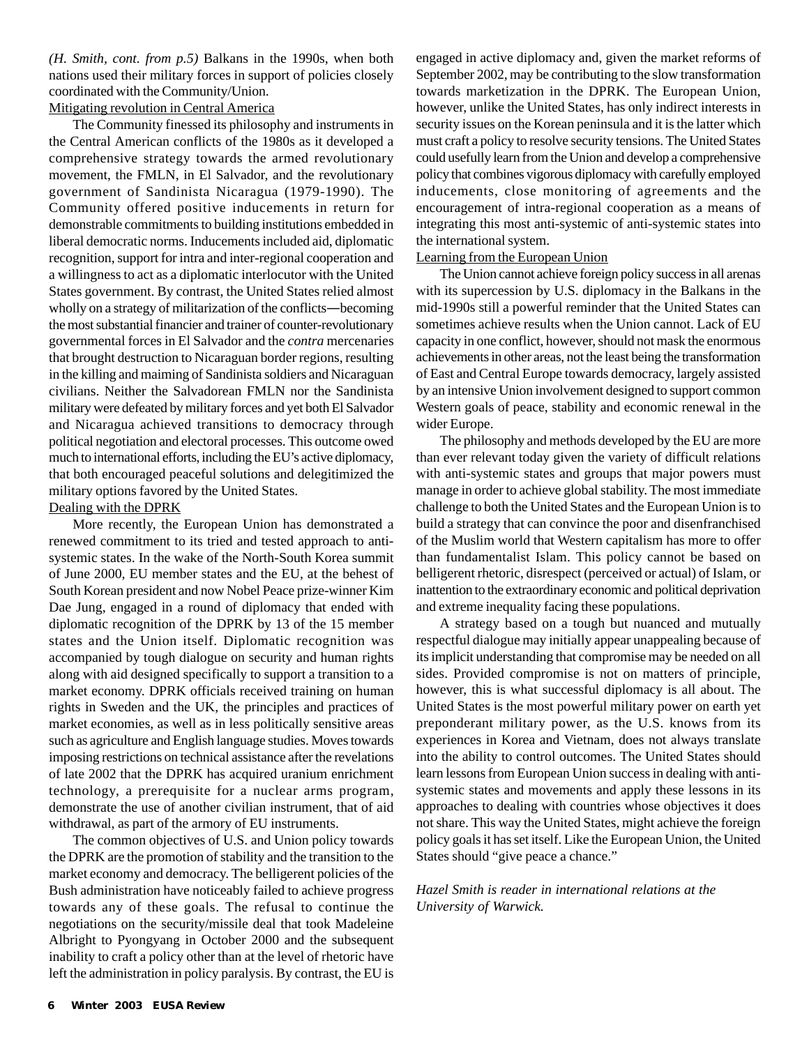*(H. Smith, cont. from p.5)* Balkans in the 1990s, when both nations used their military forces in support of policies closely coordinated with the Community/Union.

### Mitigating revolution in Central America

The Community finessed its philosophy and instruments in the Central American conflicts of the 1980s as it developed a comprehensive strategy towards the armed revolutionary movement, the FMLN, in El Salvador, and the revolutionary government of Sandinista Nicaragua (1979-1990). The Community offered positive inducements in return for demonstrable commitments to building institutions embedded in liberal democratic norms. Inducements included aid, diplomatic recognition, support for intra and inter-regional cooperation and a willingness to act as a diplomatic interlocutor with the United States government. By contrast, the United States relied almost wholly on a strategy of militarization of the conflicts—becoming the most substantial financier and trainer of counter-revolutionary governmental forces in El Salvador and the *contra* mercenaries that brought destruction to Nicaraguan border regions, resulting in the killing and maiming of Sandinista soldiers and Nicaraguan civilians. Neither the Salvadorean FMLN nor the Sandinista military were defeated by military forces and yet both El Salvador and Nicaragua achieved transitions to democracy through political negotiation and electoral processes. This outcome owed much to international efforts, including the EU's active diplomacy, that both encouraged peaceful solutions and delegitimized the military options favored by the United States.

### Dealing with the DPRK

More recently, the European Union has demonstrated a renewed commitment to its tried and tested approach to anti-systemic states. In the wake of the North-South Korea summit of June 2000, EU member states and the EU, at the behest of South Korean president and now Nobel Peace prize-winner Kim Dae Jung, engaged in a round of diplomacy that ended with diplomatic recognition of the DPRK by 13 of the 15 member states and the Union itself. Diplomatic recognition was accompanied by tough dialogue on security and human rights along with aid designed specifically to support a transition to a market economy. DPRK officials received training on human rights in Sweden and the UK, the principles and practices of market economies, as well as in less politically sensitive areas such as agriculture and English language studies. Moves towards imposing restrictions on technical assistance after the revelations of late 2002 that the DPRK has acquired uranium enrichment technology, a prerequisite for a nuclear arms program, demonstrate the use of another civilian instrument, that of aid withdrawal, as part of the armory of EU instruments.

The common objectives of U.S. and Union policy towards the DPRK are the promotion of stability and the transition to the market economy and democracy. The belligerent policies of the Bush administration have noticeably failed to achieve progress towards any of these goals. The refusal to continue the negotiations on the security/missile deal that took Madeleine Albright to Pyongyang in October 2000 and the subsequent inability to craft a policy other than at the level of rhetoric have left the administration in policy paralysis. By contrast, the EU is engaged in active diplomacy and, given the market reforms of September 2002, may be contributing to the slow transformation towards marketization in the DPRK. The European Union, however, unlike the United States, has only indirect interests in security issues on the Korean peninsula and it is the latter which must craft a policy to resolve security tensions. The United States could usefully learn from the Union and develop a comprehensive policy that combines vigorous diplomacy with carefully employed inducements, close monitoring of agreements and the encouragement of intra-regional cooperation as a means of integrating this most anti-systemic of anti-systemic states into the international system.

### Learning from the European Union

The Union cannot achieve foreign policy success in all arenas with its supercession by U.S. diplomacy in the Balkans in the mid-1990s still a powerful reminder that the United States can sometimes achieve results when the Union cannot. Lack of EU capacity in one conflict, however, should not mask the enormous achievements in other areas, not the least being the transformation of East and Central Europe towards democracy, largely assisted by an intensive Union involvement designed to support common Western goals of peace, stability and economic renewal in the wider Europe.

The philosophy and methods developed by the EU are more than ever relevant today given the variety of difficult relations with anti-systemic states and groups that major powers must manage in order to achieve global stability. The most immediate challenge to both the United States and the European Union is to build a strategy that can convince the poor and disenfranchised of the Muslim world that Western capitalism has more to offer than fundamentalist Islam. This policy cannot be based on belligerent rhetoric, disrespect (perceived or actual) of Islam, or inattention to the extraordinary economic and political deprivation and extreme inequality facing these populations.

A strategy based on a tough but nuanced and mutually respectful dialogue may initially appear unappealing because of its implicit understanding that compromise may be needed on all sides. Provided compromise is not on matters of principle, however, this is what successful diplomacy is all about. The United States is the most powerful military power on earth yet preponderant military power, as the U.S. knows from its experiences in Korea and Vietnam, does not always translate into the ability to control outcomes. The United States should learn lessons from European Union success in dealing with anti-systemic states and movements and apply these lessons in its approaches to dealing with countries whose objectives it does not share. This way the United States, might achieve the foreign policy goals it has set itself. Like the European Union, the United States should "give peace a chance."

*Hazel Smith is reader in international relations at the University of Warwick.*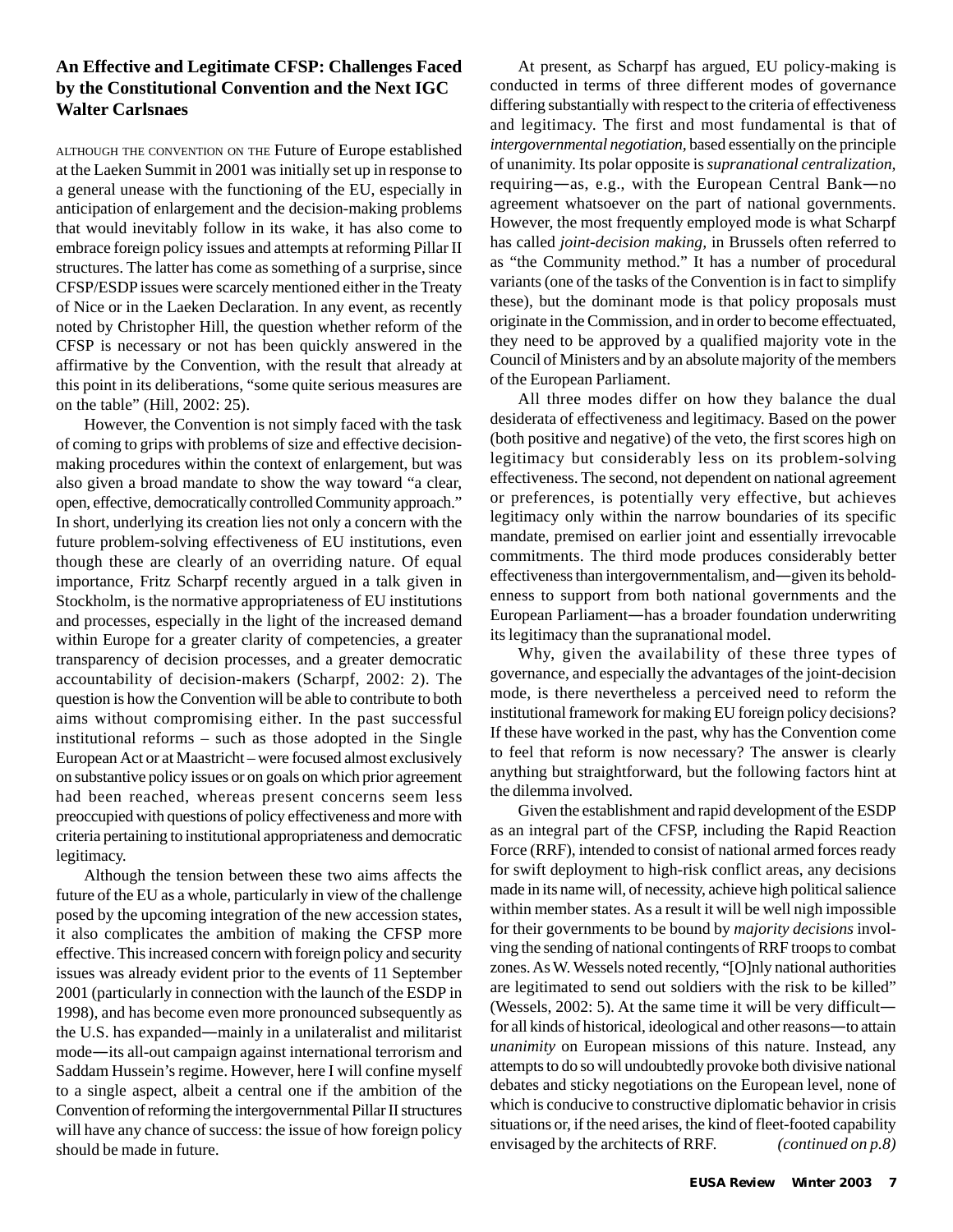## An Effective and Legitimate CFSP: Challenges Faced by the Constitutional Convention and the Next IGC

**Walter Carlsnaes**

ALTHOUGH THE CONVENTION ON THE Future of Europe established at the Laeken Summit in 2001 was initially set up in response to a general unease with the functioning of the EU, especially in anticipation of enlargement and the decision-making problems that would inevitably follow in its wake, it has also come to embrace foreign policy issues and attempts at reforming Pillar II structures. The latter has come as something of a surprise, since CFSP/ESDP issues were scarcely mentioned either in the Treaty of Nice or in the Laeken Declaration. In any event, as recently noted by Christopher Hill, the question whether reform of the CFSP is necessary or not has been quickly answered in the affirmative by the Convention, with the result that already at this point in its deliberations, "some quite serious measures are on the table" (Hill, 2002: 25).

However, the Convention is not simply faced with the task of coming to grips with problems of size and effective decision-making procedures within the context of enlargement, but was also given a broad mandate to show the way toward "a clear, open, effective, democratically controlled Community approach." In short, underlying its creation lies not only a concern with the future problem-solving effectiveness of EU institutions, even though these are clearly of an overriding nature. Of equal importance, Fritz Scharpf recently argued in a talk given in Stockholm, is the normative appropriateness of EU institutions and processes, especially in the light of the increased demand within Europe for a greater clarity of competencies, a greater transparency of decision processes, and a greater democratic accountability of decision-makers (Scharpf, 2002: 2). The question is how the Convention will be able to contribute to both aims without compromising either. In the past successful institutional reforms – such as those adopted in the Single European Act or at Maastricht – were focused almost exclusively on substantive policy issues or on goals on which prior agreement had been reached, whereas present concerns seem less preoccupied with questions of policy effectiveness and more with criteria pertaining to institutional appropriateness and democratic legitimacy.

Although the tension between these two aims affects the future of the EU as a whole, particularly in view of the challenge posed by the upcoming integration of the new accession states, it also complicates the ambition of making the CFSP more effective. This increased concern with foreign policy and security issues was already evident prior to the events of 11 September 2001 (particularly in connection with the launch of the ESDP in 1998), and has become even more pronounced subsequently as the U.S. has expanded—mainly in a unilateralist and militarist mode—its all-out campaign against international terrorism and Saddam Hussein's regime. However, here I will confine myself to a single aspect, albeit a central one if the ambition of the Convention of reforming the intergovernmental Pillar II structures will have any chance of success: the issue of how foreign policy should be made in future.

At present, as Scharpf has argued, EU policy-making is conducted in terms of three different modes of governance differing substantially with respect to the criteria of effectiveness and legitimacy. The first and most fundamental is that of *intergovernmental negotiation*, based essentially on the principle of unanimity. Its polar opposite is *supranational centralization*, requiring—as, e.g., with the European Central Bank—no agreement whatsoever on the part of national governments. However, the most frequently employed mode is what Scharpf has called *joint-decision making*, in Brussels often referred to as "the Community method." It has a number of procedural variants (one of the tasks of the Convention is in fact to simplify these), but the dominant mode is that policy proposals must originate in the Commission, and in order to become effectuated, they need to be approved by a qualified majority vote in the Council of Ministers and by an absolute majority of the members of the European Parliament.

All three modes differ on how they balance the dual desiderata of effectiveness and legitimacy. Based on the power (both positive and negative) of the veto, the first scores high on legitimacy but considerably less on its problem-solving effectiveness. The second, not dependent on national agreement or preferences, is potentially very effective, but achieves legitimacy only within the narrow boundaries of its specific mandate, premised on earlier joint and essentially irrevocable commitments. The third mode produces considerably better effectiveness than intergovernmentalism, and—given its beholdenness to support from both national governments and the European Parliament—has a broader foundation underwriting its legitimacy than the supranational model.

Why, given the availability of these three types of governance, and especially the advantages of the joint-decision mode, is there nevertheless a perceived need to reform the institutional framework for making EU foreign policy decisions? If these have worked in the past, why has the Convention come to feel that reform is now necessary? The answer is clearly anything but straightforward, but the following factors hint at the dilemma involved.

Given the establishment and rapid development of the ESDP as an integral part of the CFSP, including the Rapid Reaction Force (RRF), intended to consist of national armed forces ready for swift deployment to high-risk conflict areas, any decisions made in its name will, of necessity, achieve high political salience within member states. As a result it will be well nigh impossible for their governments to be bound by *majority decisions* involving the sending of national contingents of RRF troops to combat zones. As W. Wessels noted recently, "[O]nly national authorities are legitimated to send out soldiers with the risk to be killed" (Wessels, 2002: 5). At the same time it will be very difficult—for all kinds of historical, ideological and other reasons—to attain *unanimity* on European missions of this nature. Instead, any attempts to do so will undoubtedly provoke both divisive national debates and sticky negotiations on the European level, none of which is conducive to constructive diplomatic behavior in crisis situations or, if the need arises, the kind of fleet-footed capability envisaged by the architects of RRF. *(continued on p.8)*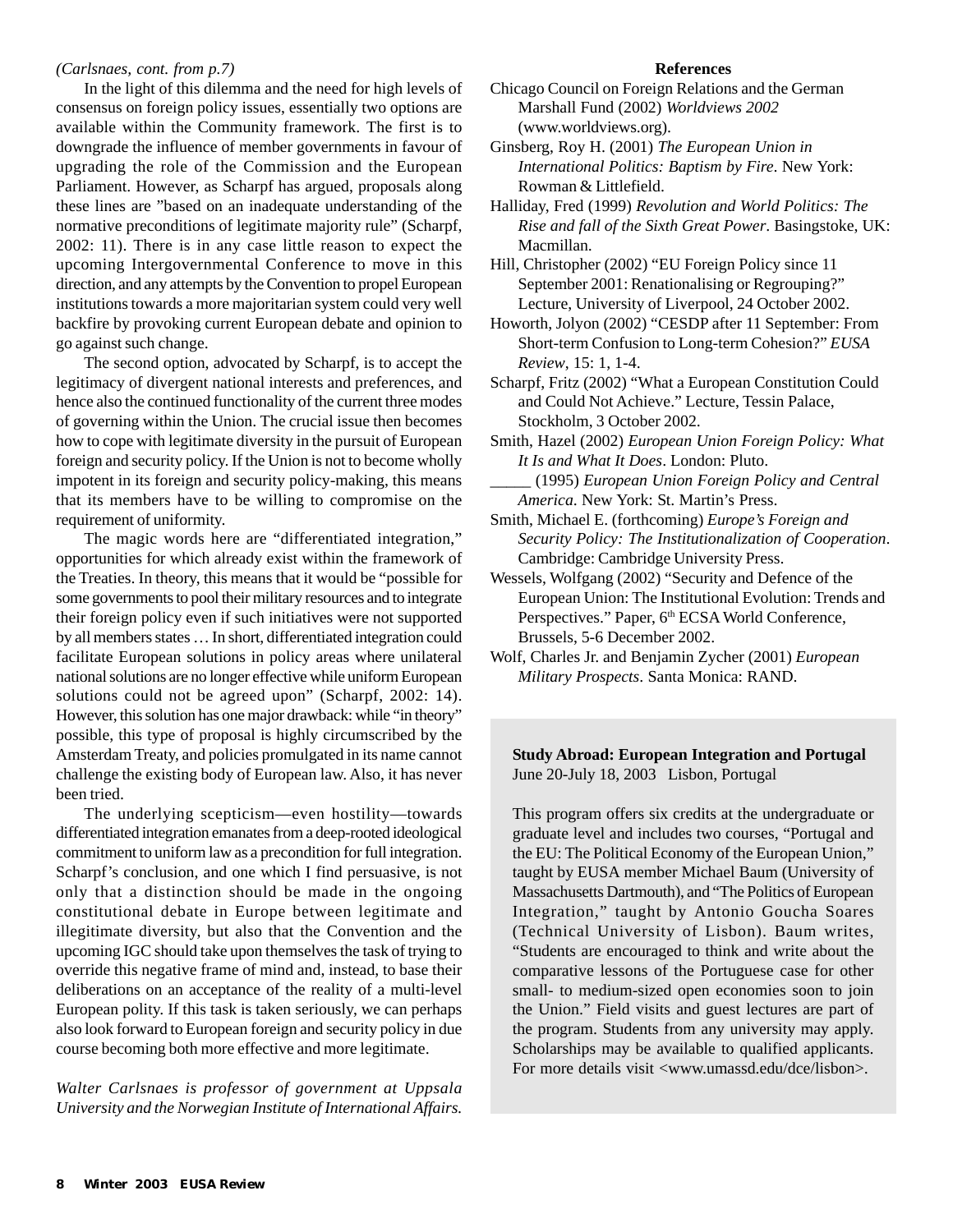*(Carlsnaes, cont. from p.7)*

In the light of this dilemma and the need for high levels of consensus on foreign policy issues, essentially two options are available within the Community framework. The first is to downgrade the influence of member governments in favour of upgrading the role of the Commission and the European Parliament. However, as Scharpf has argued, proposals along these lines are "based on an inadequate understanding of the normative preconditions of legitimate majority rule" (Scharpf, 2002: 11). There is in any case little reason to expect the upcoming Intergovernmental Conference to move in this direction, and any attempts by the Convention to propel European institutions towards a more majoritarian system could very well backfire by provoking current European debate and opinion to go against such change.

The second option, advocated by Scharpf, is to accept the legitimacy of divergent national interests and preferences, and hence also the continued functionality of the current three modes of governing within the Union. The crucial issue then becomes how to cope with legitimate diversity in the pursuit of European foreign and security policy. If the Union is not to become wholly impotent in its foreign and security policy-making, this means that its members have to be willing to compromise on the requirement of uniformity.

The magic words here are "differentiated integration," opportunities for which already exist within the framework of the Treaties. In theory, this means that it would be "possible for some governments to pool their military resources and to integrate their foreign policy even if such initiatives were not supported by all members states … In short, differentiated integration could facilitate European solutions in policy areas where unilateral national solutions are no longer effective while uniform European solutions could not be agreed upon" (Scharpf, 2002: 14). However, this solution has one major drawback: while "in theory" possible, this type of proposal is highly circumscribed by the Amsterdam Treaty, and policies promulgated in its name cannot challenge the existing body of European law. Also, it has never been tried.

The underlying scepticism—even hostility—towards differentiated integration emanates from a deep-rooted ideological commitment to uniform law as a precondition for full integration. Scharpf's conclusion, and one which I find persuasive, is not only that a distinction should be made in the ongoing constitutional debate in Europe between legitimate and illegitimate diversity, but also that the Convention and the upcoming IGC should take upon themselves the task of trying to override this negative frame of mind and, instead, to base their deliberations on an acceptance of the reality of a multi-level European polity. If this task is taken seriously, we can perhaps also look forward to European foreign and security policy in due course becoming both more effective and more legitimate.

*Walter Carlsnaes is professor of government at Uppsala University and the Norwegian Institute of International Affairs.*

**References**

Chicago Council on Foreign Relations and the German Marshall Fund (2002) *Worldviews 2002* (www.worldviews.org).

Ginsberg, Roy H. (2001) *The European Union in International Politics: Baptism by Fire*. New York: Rowman & Littlefield.

Halliday, Fred (1999) *Revolution and World Politics: The Rise and fall of the Sixth Great Power*. Basingstoke, UK: Macmillan.

Hill, Christopher (2002) "EU Foreign Policy since 11 September 2001: Renationalising or Regrouping?" Lecture, University of Liverpool, 24 October 2002.

Howorth, Jolyon (2002) "CESDP after 11 September: From Short-term Confusion to Long-term Cohesion?" *EUSA Review*, 15: 1, 1-4.

Scharpf, Fritz (2002) "What a European Constitution Could and Could Not Achieve." Lecture, Tessin Palace, Stockholm, 3 October 2002.

Smith, Hazel (2002) *European Union Foreign Policy: What It Is and What It Does*. London: Pluto.

_____ (1995) *European Union Foreign Policy and Central America.* New York: St. Martin's Press.

Smith, Michael E. (forthcoming) *Europe's Foreign and Security Policy: The Institutionalization of Cooperation*. Cambridge: Cambridge University Press.

Wessels, Wolfgang (2002) "Security and Defence of the European Union: The Institutional Evolution: Trends and Perspectives." Paper, 6th ECSA World Conference, Brussels, 5-6 December 2002.

Wolf, Charles Jr. and Benjamin Zycher (2001) *European Military Prospects*. Santa Monica: RAND.

**Study Abroad: European Integration and Portugal**
June 20-July 18, 2003 Lisbon, Portugal

This program offers six credits at the undergraduate or graduate level and includes two courses, "Portugal and the EU: The Political Economy of the European Union," taught by EUSA member Michael Baum (University of Massachusetts Dartmouth), and "The Politics of European Integration," taught by Antonio Goucha Soares (Technical University of Lisbon). Baum writes, "Students are encouraged to think and write about the comparative lessons of the Portuguese case for other small- to medium-sized open economies soon to join the Union." Field visits and guest lectures are part of the program. Students from any university may apply. Scholarships may be available to qualified applicants. For more details visit <www.umassd.edu/dce/lisbon>.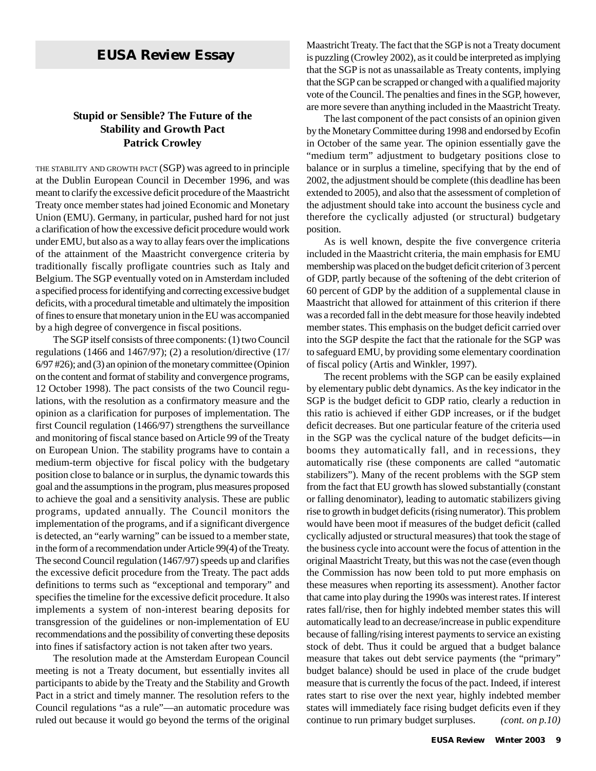## EUSA Review Essay

### Stupid or Sensible? The Future of the Stability and Growth Pact

**Patrick Crowley**

THE STABILITY AND GROWTH PACT (SGP) was agreed to in principle at the Dublin European Council in December 1996, and was meant to clarify the excessive deficit procedure of the Maastricht Treaty once member states had joined Economic and Monetary Union (EMU). Germany, in particular, pushed hard for not just a clarification of how the excessive deficit procedure would work under EMU, but also as a way to allay fears over the implications of the attainment of the Maastricht convergence criteria by traditionally fiscally profligate countries such as Italy and Belgium. The SGP eventually voted on in Amsterdam included a specified process for identifying and correcting excessive budget deficits, with a procedural timetable and ultimately the imposition of fines to ensure that monetary union in the EU was accompanied by a high degree of convergence in fiscal positions.

The SGP itself consists of three components: (1) two Council regulations (1466 and 1467/97); (2) a resolution/directive (17/6/97 #26); and (3) an opinion of the monetary committee (Opinion on the content and format of stability and convergence programs, 12 October 1998). The pact consists of the two Council regulations, with the resolution as a confirmatory measure and the opinion as a clarification for purposes of implementation. The first Council regulation (1466/97) strengthens the surveillance and monitoring of fiscal stance based on Article 99 of the Treaty on European Union. The stability programs have to contain a medium-term objective for fiscal policy with the budgetary position close to balance or in surplus, the dynamic towards this goal and the assumptions in the program, plus measures proposed to achieve the goal and a sensitivity analysis. These are public programs, updated annually. The Council monitors the implementation of the programs, and if a significant divergence is detected, an "early warning" can be issued to a member state, in the form of a recommendation under Article 99(4) of the Treaty. The second Council regulation (1467/97) speeds up and clarifies the excessive deficit procedure from the Treaty. The pact adds definitions to terms such as "exceptional and temporary" and specifies the timeline for the excessive deficit procedure. It also implements a system of non-interest bearing deposits for transgression of the guidelines or non-implementation of EU recommendations and the possibility of converting these deposits into fines if satisfactory action is not taken after two years.

The resolution made at the Amsterdam European Council meeting is not a Treaty document, but essentially invites all participants to abide by the Treaty and the Stability and Growth Pact in a strict and timely manner. The resolution refers to the Council regulations "as a rule"—an automatic procedure was ruled out because it would go beyond the terms of the original Maastricht Treaty. The fact that the SGP is not a Treaty document is puzzling (Crowley 2002), as it could be interpreted as implying that the SGP is not as unassailable as Treaty contents, implying that the SGP can be scrapped or changed with a qualified majority vote of the Council. The penalties and fines in the SGP, however, are more severe than anything included in the Maastricht Treaty.

The last component of the pact consists of an opinion given by the Monetary Committee during 1998 and endorsed by Ecofin in October of the same year. The opinion essentially gave the "medium term" adjustment to budgetary positions close to balance or in surplus a timeline, specifying that by the end of 2002, the adjustment should be complete (this deadline has been extended to 2005), and also that the assessment of completion of the adjustment should take into account the business cycle and therefore the cyclically adjusted (or structural) budgetary position.

As is well known, despite the five convergence criteria included in the Maastricht criteria, the main emphasis for EMU membership was placed on the budget deficit criterion of 3 percent of GDP, partly because of the softening of the debt criterion of 60 percent of GDP by the addition of a supplemental clause in Maastricht that allowed for attainment of this criterion if there was a recorded fall in the debt measure for those heavily indebted member states. This emphasis on the budget deficit carried over into the SGP despite the fact that the rationale for the SGP was to safeguard EMU, by providing some elementary coordination of fiscal policy (Artis and Winkler, 1997).

The recent problems with the SGP can be easily explained by elementary public debt dynamics. As the key indicator in the SGP is the budget deficit to GDP ratio, clearly a reduction in this ratio is achieved if either GDP increases, or if the budget deficit decreases. But one particular feature of the criteria used in the SGP was the cyclical nature of the budget deficits—in booms they automatically fall, and in recessions, they automatically rise (these components are called "automatic stabilizers"). Many of the recent problems with the SGP stem from the fact that EU growth has slowed substantially (constant or falling denominator), leading to automatic stabilizers giving rise to growth in budget deficits (rising numerator). This problem would have been moot if measures of the budget deficit (called cyclically adjusted or structural measures) that took the stage of the business cycle into account were the focus of attention in the original Maastricht Treaty, but this was not the case (even though the Commission has now been told to put more emphasis on these measures when reporting its assessment). Another factor that came into play during the 1990s was interest rates. If interest rates fall/rise, then for highly indebted member states this will automatically lead to an decrease/increase in public expenditure because of falling/rising interest payments to service an existing stock of debt. Thus it could be argued that a budget balance measure that takes out debt service payments (the "primary" budget balance) should be used in place of the crude budget measure that is currently the focus of the pact. Indeed, if interest rates start to rise over the next year, highly indebted member states will immediately face rising budget deficits even if they continue to run primary budget surpluses. *(cont. on p.10)*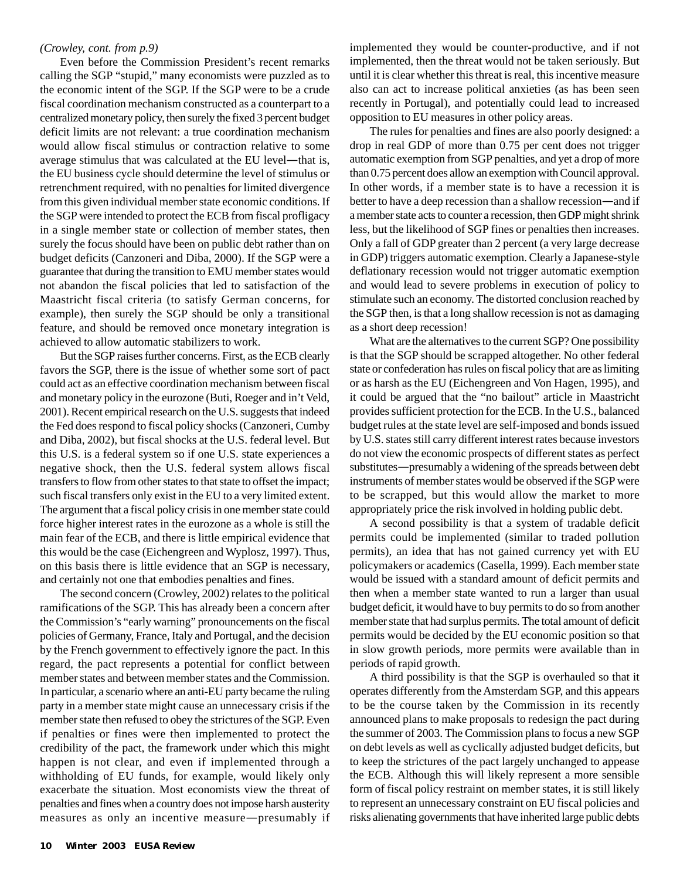*(Crowley, cont. from p.9)*

Even before the Commission President's recent remarks calling the SGP "stupid," many economists were puzzled as to the economic intent of the SGP. If the SGP were to be a crude fiscal coordination mechanism constructed as a counterpart to a centralized monetary policy, then surely the fixed 3 percent budget deficit limits are not relevant: a true coordination mechanism would allow fiscal stimulus or contraction relative to some average stimulus that was calculated at the EU level—that is, the EU business cycle should determine the level of stimulus or retrenchment required, with no penalties for limited divergence from this given individual member state economic conditions. If the SGP were intended to protect the ECB from fiscal profligacy in a single member state or collection of member states, then surely the focus should have been on public debt rather than on budget deficits (Canzoneri and Diba, 2000). If the SGP were a guarantee that during the transition to EMU member states would not abandon the fiscal policies that led to satisfaction of the Maastricht fiscal criteria (to satisfy German concerns, for example), then surely the SGP should be only a transitional feature, and should be removed once monetary integration is achieved to allow automatic stabilizers to work.

But the SGP raises further concerns. First, as the ECB clearly favors the SGP, there is the issue of whether some sort of pact could act as an effective coordination mechanism between fiscal and monetary policy in the eurozone (Buti, Roeger and in't Veld, 2001). Recent empirical research on the U.S. suggests that indeed the Fed does respond to fiscal policy shocks (Canzoneri, Cumby and Diba, 2002), but fiscal shocks at the U.S. federal level. But this U.S. is a federal system so if one U.S. state experiences a negative shock, then the U.S. federal system allows fiscal transfers to flow from other states to that state to offset the impact; such fiscal transfers only exist in the EU to a very limited extent. The argument that a fiscal policy crisis in one member state could force higher interest rates in the eurozone as a whole is still the main fear of the ECB, and there is little empirical evidence that this would be the case (Eichengreen and Wyplosz, 1997). Thus, on this basis there is little evidence that an SGP is necessary, and certainly not one that embodies penalties and fines.

The second concern (Crowley, 2002) relates to the political ramifications of the SGP. This has already been a concern after the Commission's "early warning" pronouncements on the fiscal policies of Germany, France, Italy and Portugal, and the decision by the French government to effectively ignore the pact. In this regard, the pact represents a potential for conflict between member states and between member states and the Commission. In particular, a scenario where an anti-EU party became the ruling party in a member state might cause an unnecessary crisis if the member state then refused to obey the strictures of the SGP. Even if penalties or fines were then implemented to protect the credibility of the pact, the framework under which this might happen is not clear, and even if implemented through a withholding of EU funds, for example, would likely only exacerbate the situation. Most economists view the threat of penalties and fines when a country does not impose harsh austerity measures as only an incentive measure—presumably if implemented they would be counter-productive, and if not implemented, then the threat would not be taken seriously. But until it is clear whether this threat is real, this incentive measure also can act to increase political anxieties (as has been seen recently in Portugal), and potentially could lead to increased opposition to EU measures in other policy areas.

The rules for penalties and fines are also poorly designed: a drop in real GDP of more than 0.75 per cent does not trigger automatic exemption from SGP penalties, and yet a drop of more than 0.75 percent does allow an exemption with Council approval. In other words, if a member state is to have a recession it is better to have a deep recession than a shallow recession—and if a member state acts to counter a recession, then GDP might shrink less, but the likelihood of SGP fines or penalties then increases. Only a fall of GDP greater than 2 percent (a very large decrease in GDP) triggers automatic exemption. Clearly a Japanese-style deflationary recession would not trigger automatic exemption and would lead to severe problems in execution of policy to stimulate such an economy. The distorted conclusion reached by the SGP then, is that a long shallow recession is not as damaging as a short deep recession!

What are the alternatives to the current SGP? One possibility is that the SGP should be scrapped altogether. No other federal state or confederation has rules on fiscal policy that are as limiting or as harsh as the EU (Eichengreen and Von Hagen, 1995), and it could be argued that the "no bailout" article in Maastricht provides sufficient protection for the ECB. In the U.S., balanced budget rules at the state level are self-imposed and bonds issued by U.S. states still carry different interest rates because investors do not view the economic prospects of different states as perfect substitutes—presumably a widening of the spreads between debt instruments of member states would be observed if the SGP were to be scrapped, but this would allow the market to more appropriately price the risk involved in holding public debt.

A second possibility is that a system of tradable deficit permits could be implemented (similar to traded pollution permits), an idea that has not gained currency yet with EU policymakers or academics (Casella, 1999). Each member state would be issued with a standard amount of deficit permits and then when a member state wanted to run a larger than usual budget deficit, it would have to buy permits to do so from another member state that had surplus permits. The total amount of deficit permits would be decided by the EU economic position so that in slow growth periods, more permits were available than in periods of rapid growth.

A third possibility is that the SGP is overhauled so that it operates differently from the Amsterdam SGP, and this appears to be the course taken by the Commission in its recently announced plans to make proposals to redesign the pact during the summer of 2003. The Commission plans to focus a new SGP on debt levels as well as cyclically adjusted budget deficits, but to keep the strictures of the pact largely unchanged to appease the ECB. Although this will likely represent a more sensible form of fiscal policy restraint on member states, it is still likely to represent an unnecessary constraint on EU fiscal policies and risks alienating governments that have inherited large public debts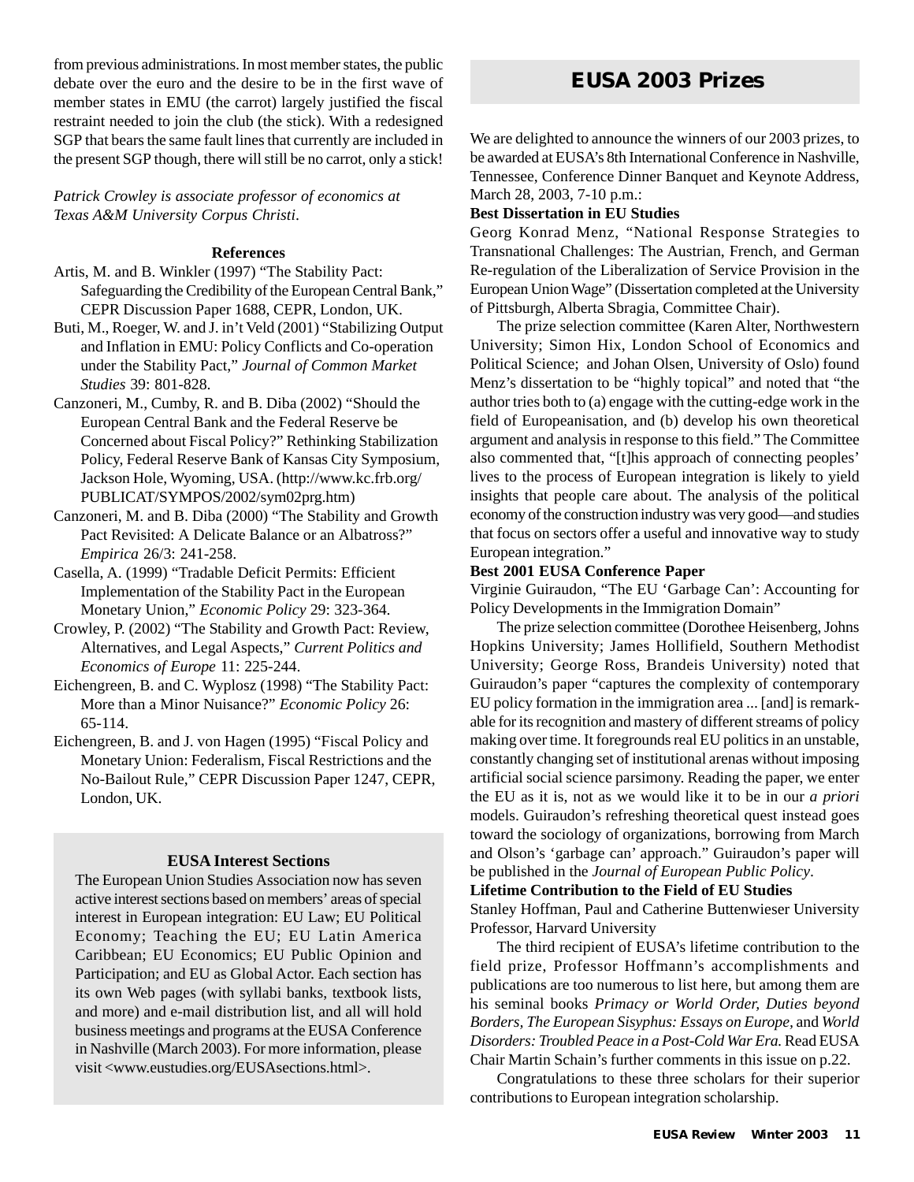from previous administrations. In most member states, the public debate over the euro and the desire to be in the first wave of member states in EMU (the carrot) largely justified the fiscal restraint needed to join the club (the stick). With a redesigned SGP that bears the same fault lines that currently are included in the present SGP though, there will still be no carrot, only a stick!

*Patrick Crowley is associate professor of economics at Texas A&M University Corpus Christi.*

#### References

Artis, M. and B. Winkler (1997) "The Stability Pact: Safeguarding the Credibility of the European Central Bank," CEPR Discussion Paper 1688, CEPR, London, UK.

Buti, M., Roeger, W. and J. in't Veld (2001) "Stabilizing Output and Inflation in EMU: Policy Conflicts and Co-operation under the Stability Pact," *Journal of Common Market Studies* 39: 801-828.

Canzoneri, M., Cumby, R. and B. Diba (2002) "Should the European Central Bank and the Federal Reserve be Concerned about Fiscal Policy?" Rethinking Stabilization Policy, Federal Reserve Bank of Kansas City Symposium, Jackson Hole, Wyoming, USA. (http://www.kc.frb.org/PUBLICAT/SYMPOS/2002/sym02prg.htm)

Canzoneri, M. and B. Diba (2000) "The Stability and Growth Pact Revisited: A Delicate Balance or an Albatross?" *Empirica* 26/3: 241-258.

Casella, A. (1999) "Tradable Deficit Permits: Efficient Implementation of the Stability Pact in the European Monetary Union," *Economic Policy* 29: 323-364.

Crowley, P. (2002) "The Stability and Growth Pact: Review, Alternatives, and Legal Aspects," *Current Politics and Economics of Europe* 11: 225-244.

Eichengreen, B. and C. Wyplosz (1998) "The Stability Pact: More than a Minor Nuisance?" *Economic Policy* 26: 65-114.

Eichengreen, B. and J. von Hagen (1995) "Fiscal Policy and Monetary Union: Federalism, Fiscal Restrictions and the No-Bailout Rule," CEPR Discussion Paper 1247, CEPR, London, UK.

#### EUSA Interest Sections

The European Union Studies Association now has seven active interest sections based on members' areas of special interest in European integration: EU Law; EU Political Economy; Teaching the EU; EU Latin America Caribbean; EU Economics; EU Public Opinion and Participation; and EU as Global Actor. Each section has its own Web pages (with syllabi banks, textbook lists, and more) and e-mail distribution list, and all will hold business meetings and programs at the EUSA Conference in Nashville (March 2003). For more information, please visit <www.eustudies.org/EUSAsections.html>.

## EUSA 2003 Prizes

We are delighted to announce the winners of our 2003 prizes, to be awarded at EUSA's 8th International Conference in Nashville, Tennessee, Conference Dinner Banquet and Keynote Address, March 28, 2003, 7-10 p.m.:

**Best Dissertation in EU Studies**

Georg Konrad Menz, "National Response Strategies to Transnational Challenges: The Austrian, French, and German Re-regulation of the Liberalization of Service Provision in the European Union Wage" (Dissertation completed at the University of Pittsburgh, Alberta Sbragia, Committee Chair).

The prize selection committee (Karen Alter, Northwestern University; Simon Hix, London School of Economics and Political Science; and Johan Olsen, University of Oslo) found Menz's dissertation to be "highly topical" and noted that "the author tries both to (a) engage with the cutting-edge work in the field of Europeanisation, and (b) develop his own theoretical argument and analysis in response to this field." The Committee also commented that, "[t]his approach of connecting peoples' lives to the process of European integration is likely to yield insights that people care about. The analysis of the political economy of the construction industry was very good—and studies that focus on sectors offer a useful and innovative way to study European integration."

**Best 2001 EUSA Conference Paper**

Virginie Guiraudon, "The EU 'Garbage Can': Accounting for Policy Developments in the Immigration Domain"

The prize selection committee (Dorothee Heisenberg, Johns Hopkins University; James Hollifield, Southern Methodist University; George Ross, Brandeis University) noted that Guiraudon's paper "captures the complexity of contemporary EU policy formation in the immigration area ... [and] is remarkable for its recognition and mastery of different streams of policy making over time. It foregrounds real EU politics in an unstable, constantly changing set of institutional arenas without imposing artificial social science parsimony. Reading the paper, we enter the EU as it is, not as we would like it to be in our *a priori* models. Guiraudon's refreshing theoretical quest instead goes toward the sociology of organizations, borrowing from March and Olson's 'garbage can' approach." Guiraudon's paper will be published in the *Journal of European Public Policy*.

**Lifetime Contribution to the Field of EU Studies**

Stanley Hoffman, Paul and Catherine Buttenwieser University Professor, Harvard University

The third recipient of EUSA's lifetime contribution to the field prize, Professor Hoffmann's accomplishments and publications are too numerous to list here, but among them are his seminal books *Primacy or World Order*, *Duties beyond Borders*, *The European Sisyphus: Essays on Europe*, and *World Disorders: Troubled Peace in a Post-Cold War Era*. Read EUSA Chair Martin Schain's further comments in this issue on p.22.

Congratulations to these three scholars for their superior contributions to European integration scholarship.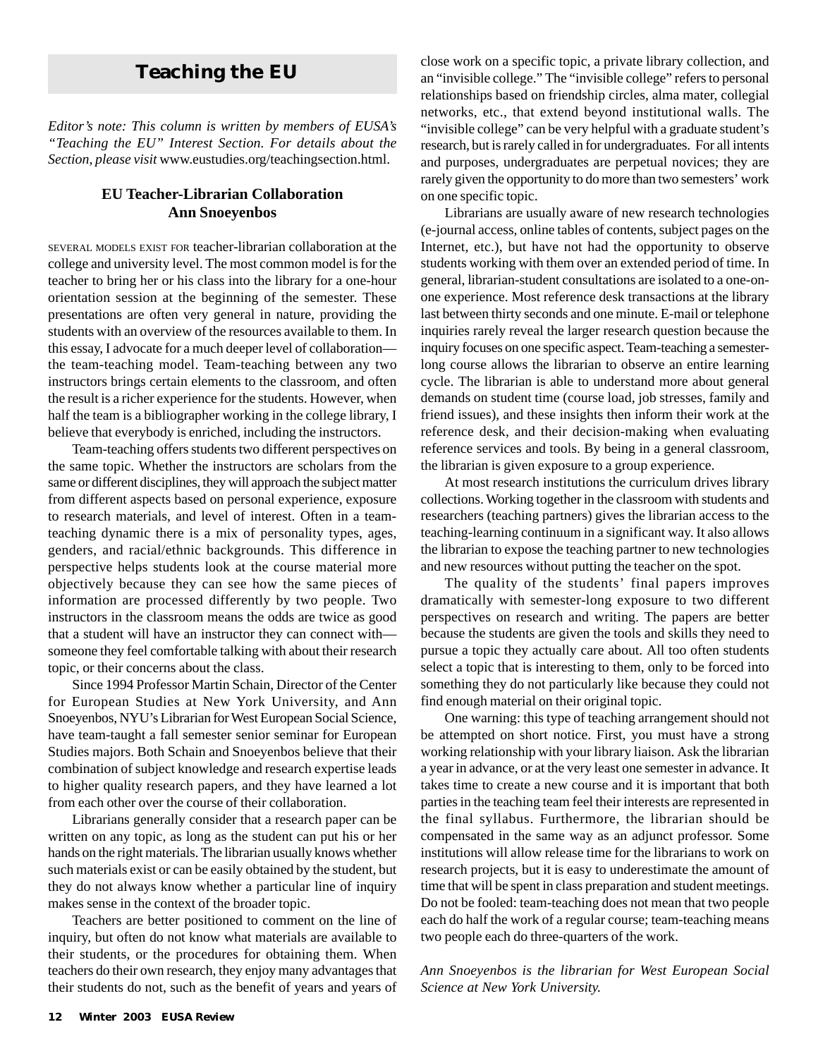## Teaching the EU

*Editor's note: This column is written by members of EUSA's "Teaching the EU" Interest Section. For details about the Section, please visit* www.eustudies.org/teachingsection.html.

### EU Teacher-Librarian Collaboration
**Ann Snoeyenbos**

SEVERAL MODELS EXIST FOR teacher-librarian collaboration at the college and university level. The most common model is for the teacher to bring her or his class into the library for a one-hour orientation session at the beginning of the semester. These presentations are often very general in nature, providing the students with an overview of the resources available to them. In this essay, I advocate for a much deeper level of collaboration—the team-teaching model. Team-teaching between any two instructors brings certain elements to the classroom, and often the result is a richer experience for the students. However, when half the team is a bibliographer working in the college library, I believe that everybody is enriched, including the instructors.

Team-teaching offers students two different perspectives on the same topic. Whether the instructors are scholars from the same or different disciplines, they will approach the subject matter from different aspects based on personal experience, exposure to research materials, and level of interest. Often in a team-teaching dynamic there is a mix of personality types, ages, genders, and racial/ethnic backgrounds. This difference in perspective helps students look at the course material more objectively because they can see how the same pieces of information are processed differently by two people. Two instructors in the classroom means the odds are twice as good that a student will have an instructor they can connect with—someone they feel comfortable talking with about their research topic, or their concerns about the class.

Since 1994 Professor Martin Schain, Director of the Center for European Studies at New York University, and Ann Snoeyenbos, NYU's Librarian for West European Social Science, have team-taught a fall semester senior seminar for European Studies majors. Both Schain and Snoeyenbos believe that their combination of subject knowledge and research expertise leads to higher quality research papers, and they have learned a lot from each other over the course of their collaboration.

Librarians generally consider that a research paper can be written on any topic, as long as the student can put his or her hands on the right materials. The librarian usually knows whether such materials exist or can be easily obtained by the student, but they do not always know whether a particular line of inquiry makes sense in the context of the broader topic.

Teachers are better positioned to comment on the line of inquiry, but often do not know what materials are available to their students, or the procedures for obtaining them. When teachers do their own research, they enjoy many advantages that their students do not, such as the benefit of years and years of close work on a specific topic, a private library collection, and an "invisible college." The "invisible college" refers to personal relationships based on friendship circles, alma mater, collegial networks, etc., that extend beyond institutional walls. The "invisible college" can be very helpful with a graduate student's research, but is rarely called in for undergraduates. For all intents and purposes, undergraduates are perpetual novices; they are rarely given the opportunity to do more than two semesters' work on one specific topic.

Librarians are usually aware of new research technologies (e-journal access, online tables of contents, subject pages on the Internet, etc.), but have not had the opportunity to observe students working with them over an extended period of time. In general, librarian-student consultations are isolated to a one-on-one experience. Most reference desk transactions at the library last between thirty seconds and one minute. E-mail or telephone inquiries rarely reveal the larger research question because the inquiry focuses on one specific aspect. Team-teaching a semester-long course allows the librarian to observe an entire learning cycle. The librarian is able to understand more about general demands on student time (course load, job stresses, family and friend issues), and these insights then inform their work at the reference desk, and their decision-making when evaluating reference services and tools. By being in a general classroom, the librarian is given exposure to a group experience.

At most research institutions the curriculum drives library collections. Working together in the classroom with students and researchers (teaching partners) gives the librarian access to the teaching-learning continuum in a significant way. It also allows the librarian to expose the teaching partner to new technologies and new resources without putting the teacher on the spot.

The quality of the students' final papers improves dramatically with semester-long exposure to two different perspectives on research and writing. The papers are better because the students are given the tools and skills they need to pursue a topic they actually care about. All too often students select a topic that is interesting to them, only to be forced into something they do not particularly like because they could not find enough material on their original topic.

One warning: this type of teaching arrangement should not be attempted on short notice. First, you must have a strong working relationship with your library liaison. Ask the librarian a year in advance, or at the very least one semester in advance. It takes time to create a new course and it is important that both parties in the teaching team feel their interests are represented in the final syllabus. Furthermore, the librarian should be compensated in the same way as an adjunct professor. Some institutions will allow release time for the librarians to work on research projects, but it is easy to underestimate the amount of time that will be spent in class preparation and student meetings. Do not be fooled: team-teaching does not mean that two people each do half the work of a regular course; team-teaching means two people each do three-quarters of the work.

*Ann Snoeyenbos is the librarian for West European Social Science at New York University.*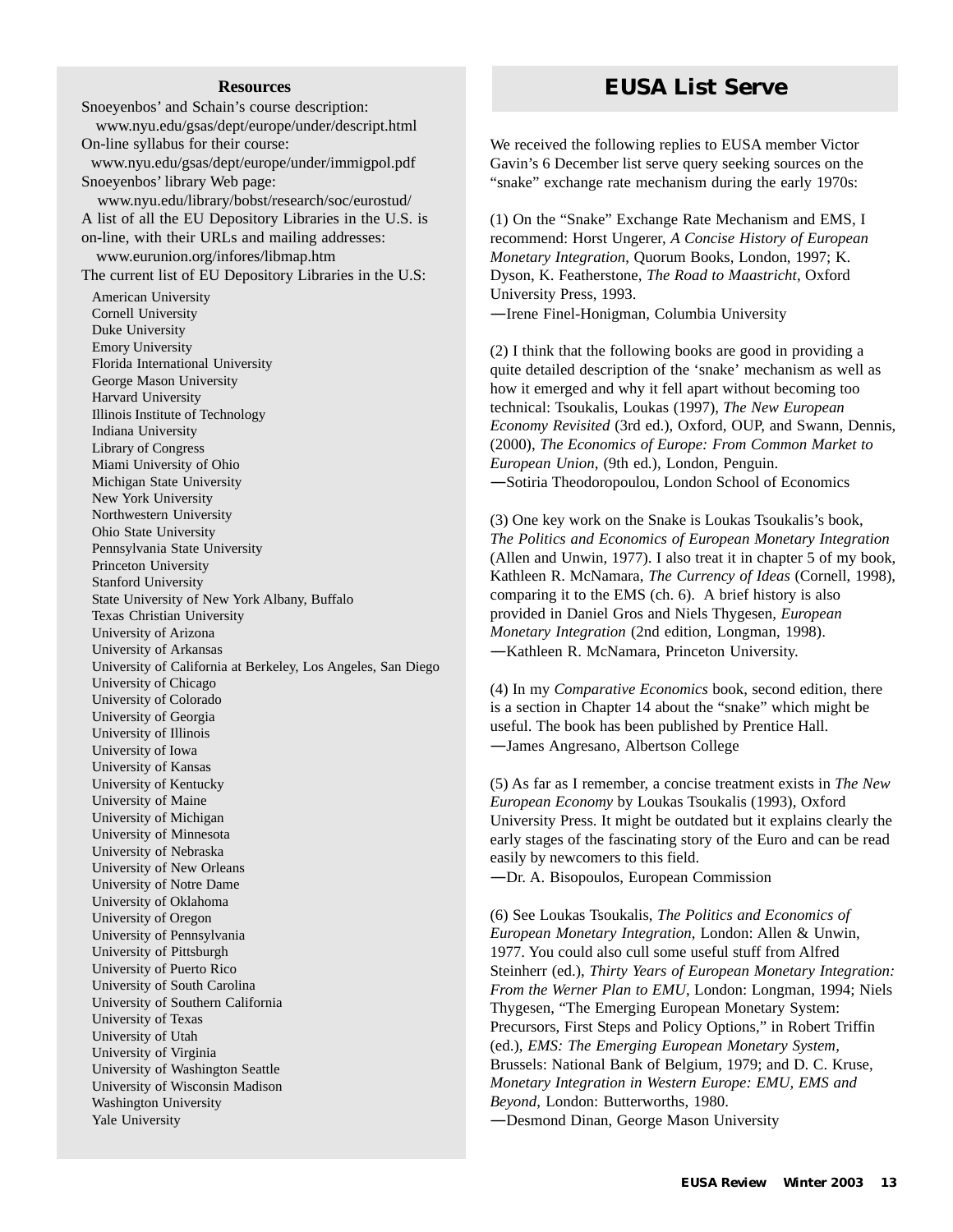### Resources

Snoeyenbos' and Schain's course description:
www.nyu.edu/gsas/dept/europe/under/descript.html

On-line syllabus for their course:
www.nyu.edu/gsas/dept/europe/under/immigpol.pdf

Snoeyenbos' library Web page:
www.nyu.edu/library/bobst/research/soc/eurostud/

A list of all the EU Depository Libraries in the U.S. is on-line, with their URLs and mailing addresses:
www.eurunion.org/infores/libmap.htm

The current list of EU Depository Libraries in the U.S:

- American University
- Cornell University
- Duke University
- Emory University
- Florida International University
- George Mason University
- Harvard University
- Illinois Institute of Technology
- Indiana University
- Library of Congress
- Miami University of Ohio
- Michigan State University
- New York University
- Northwestern University
- Ohio State University
- Pennsylvania State University
- Princeton University
- Stanford University
- State University of New York Albany, Buffalo
- Texas Christian University
- University of Arizona
- University of Arkansas
- University of California at Berkeley, Los Angeles, San Diego
- University of Chicago
- University of Colorado
- University of Georgia
- University of Illinois
- University of Iowa
- University of Kansas
- University of Kentucky
- University of Maine
- University of Michigan
- University of Minnesota
- University of Nebraska
- University of New Orleans
- University of Notre Dame
- University of Oklahoma
- University of Oregon
- University of Pennsylvania
- University of Pittsburgh
- University of Puerto Rico
- University of South Carolina
- University of Southern California
- University of Texas
- University of Utah
- University of Virginia
- University of Washington Seattle
- University of Wisconsin Madison
- Washington University
- Yale University

## EUSA List Serve

We received the following replies to EUSA member Victor Gavin's 6 December list serve query seeking sources on the "snake" exchange rate mechanism during the early 1970s:

(1) On the "Snake" Exchange Rate Mechanism and EMS, I recommend: Horst Ungerer, *A Concise History of European Monetary Integration*, Quorum Books, London, 1997; K. Dyson, K. Featherstone, *The Road to Maastricht*, Oxford University Press, 1993.
—Irene Finel-Honigman, Columbia University

(2) I think that the following books are good in providing a quite detailed description of the 'snake' mechanism as well as how it emerged and why it fell apart without becoming too technical: Tsoukalis, Loukas (1997), *The New European Economy Revisited* (3rd ed.), Oxford, OUP, and Swann, Dennis, (2000), *The Economics of Europe: From Common Market to European Union*, (9th ed.), London, Penguin.
—Sotiria Theodoropoulou, London School of Economics

(3) One key work on the Snake is Loukas Tsoukalis's book, *The Politics and Economics of European Monetary Integration* (Allen and Unwin, 1977). I also treat it in chapter 5 of my book, Kathleen R. McNamara, *The Currency of Ideas* (Cornell, 1998), comparing it to the EMS (ch. 6). A brief history is also provided in Daniel Gros and Niels Thygesen, *European Monetary Integration* (2nd edition, Longman, 1998).
—Kathleen R. McNamara, Princeton University.

(4) In my *Comparative Economics* book, second edition, there is a section in Chapter 14 about the "snake" which might be useful. The book has been published by Prentice Hall.
—James Angresano, Albertson College

(5) As far as I remember, a concise treatment exists in *The New European Economy* by Loukas Tsoukalis (1993), Oxford University Press. It might be outdated but it explains clearly the early stages of the fascinating story of the Euro and can be read easily by newcomers to this field.
—Dr. A. Bisopoulos, European Commission

(6) See Loukas Tsoukalis, *The Politics and Economics of European Monetary Integration*, London: Allen & Unwin, 1977. You could also cull some useful stuff from Alfred Steinherr (ed.), *Thirty Years of European Monetary Integration: From the Werner Plan to EMU*, London: Longman, 1994; Niels Thygesen, "The Emerging European Monetary System: Precursors, First Steps and Policy Options," in Robert Triffin (ed.), *EMS: The Emerging European Monetary System*, Brussels: National Bank of Belgium, 1979; and D. C. Kruse, *Monetary Integration in Western Europe: EMU, EMS and Beyond*, London: Butterworths, 1980.
—Desmond Dinan, George Mason University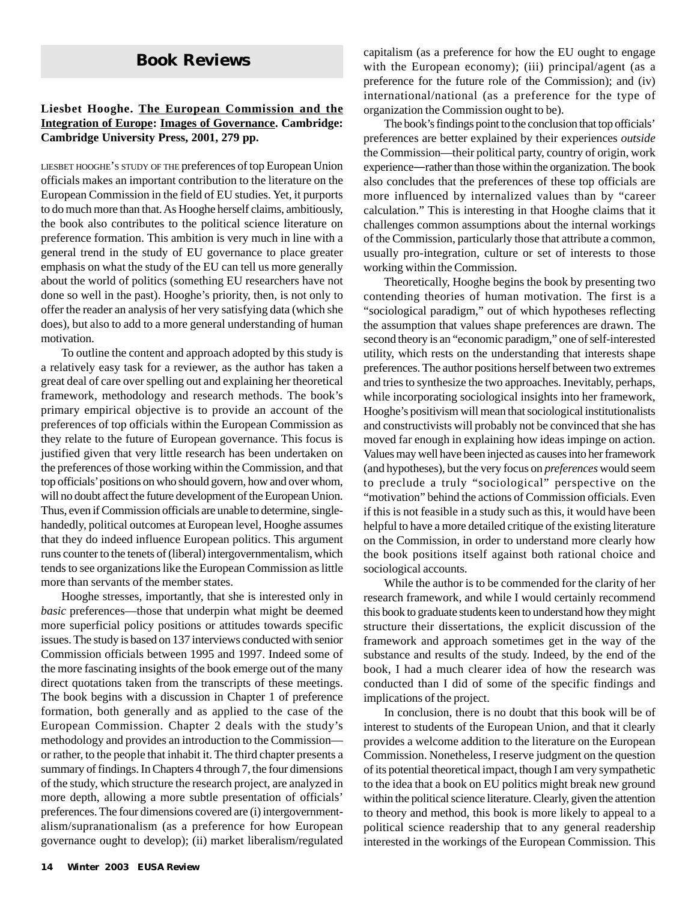# Book Reviews

**Liesbet Hooghe. The European Commission and the Integration of Europe: Images of Governance. Cambridge: Cambridge University Press, 2001, 279 pp.**

LIESBET HOOGHE'S STUDY OF THE preferences of top European Union officials makes an important contribution to the literature on the European Commission in the field of EU studies. Yet, it purports to do much more than that. As Hooghe herself claims, ambitiously, the book also contributes to the political science literature on preference formation. This ambition is very much in line with a general trend in the study of EU governance to place greater emphasis on what the study of the EU can tell us more generally about the world of politics (something EU researchers have not done so well in the past). Hooghe's priority, then, is not only to offer the reader an analysis of her very satisfying data (which she does), but also to add to a more general understanding of human motivation.

To outline the content and approach adopted by this study is a relatively easy task for a reviewer, as the author has taken a great deal of care over spelling out and explaining her theoretical framework, methodology and research methods. The book's primary empirical objective is to provide an account of the preferences of top officials within the European Commission as they relate to the future of European governance. This focus is justified given that very little research has been undertaken on the preferences of those working within the Commission, and that top officials' positions on who should govern, how and over whom, will no doubt affect the future development of the European Union. Thus, even if Commission officials are unable to determine, single-handedly, political outcomes at European level, Hooghe assumes that they do indeed influence European politics. This argument runs counter to the tenets of (liberal) intergovernmentalism, which tends to see organizations like the European Commission as little more than servants of the member states.

Hooghe stresses, importantly, that she is interested only in *basic* preferences—those that underpin what might be deemed more superficial policy positions or attitudes towards specific issues. The study is based on 137 interviews conducted with senior Commission officials between 1995 and 1997. Indeed some of the more fascinating insights of the book emerge out of the many direct quotations taken from the transcripts of these meetings. The book begins with a discussion in Chapter 1 of preference formation, both generally and as applied to the case of the European Commission. Chapter 2 deals with the study's methodology and provides an introduction to the Commission—or rather, to the people that inhabit it. The third chapter presents a summary of findings. In Chapters 4 through 7, the four dimensions of the study, which structure the research project, are analyzed in more depth, allowing a more subtle presentation of officials' preferences. The four dimensions covered are (i) intergovernmentalism/supranationalism (as a preference for how European governance ought to develop); (ii) market liberalism/regulated capitalism (as a preference for how the EU ought to engage with the European economy); (iii) principal/agent (as a preference for the future role of the Commission); and (iv) international/national (as a preference for the type of organization the Commission ought to be).

The book's findings point to the conclusion that top officials' preferences are better explained by their experiences *outside* the Commission—their political party, country of origin, work experience—rather than those within the organization. The book also concludes that the preferences of these top officials are more influenced by internalized values than by "career calculation." This is interesting in that Hooghe claims that it challenges common assumptions about the internal workings of the Commission, particularly those that attribute a common, usually pro-integration, culture or set of interests to those working within the Commission.

Theoretically, Hooghe begins the book by presenting two contending theories of human motivation. The first is a "sociological paradigm," out of which hypotheses reflecting the assumption that values shape preferences are drawn. The second theory is an "economic paradigm," one of self-interested utility, which rests on the understanding that interests shape preferences. The author positions herself between two extremes and tries to synthesize the two approaches. Inevitably, perhaps, while incorporating sociological insights into her framework, Hooghe's positivism will mean that sociological institutionalists and constructivists will probably not be convinced that she has moved far enough in explaining how ideas impinge on action. Values may well have been injected as causes into her framework (and hypotheses), but the very focus on *preferences* would seem to preclude a truly "sociological" perspective on the "motivation" behind the actions of Commission officials. Even if this is not feasible in a study such as this, it would have been helpful to have a more detailed critique of the existing literature on the Commission, in order to understand more clearly how the book positions itself against both rational choice and sociological accounts.

While the author is to be commended for the clarity of her research framework, and while I would certainly recommend this book to graduate students keen to understand how they might structure their dissertations, the explicit discussion of the framework and approach sometimes get in the way of the substance and results of the study. Indeed, by the end of the book, I had a much clearer idea of how the research was conducted than I did of some of the specific findings and implications of the project.

In conclusion, there is no doubt that this book will be of interest to students of the European Union, and that it clearly provides a welcome addition to the literature on the European Commission. Nonetheless, I reserve judgment on the question of its potential theoretical impact, though I am very sympathetic to the idea that a book on EU politics might break new ground within the political science literature. Clearly, given the attention to theory and method, this book is more likely to appeal to a political science readership that to any general readership interested in the workings of the European Commission. This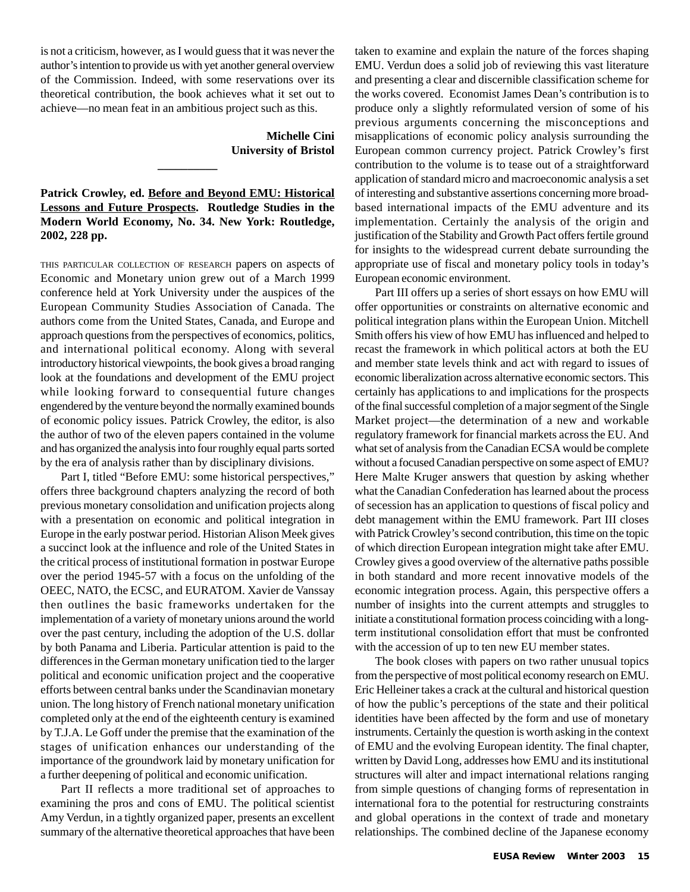is not a criticism, however, as I would guess that it was never the author's intention to provide us with yet another general overview of the Commission. Indeed, with some reservations over its theoretical contribution, the book achieves what it set out to achieve—no mean feat in an ambitious project such as this.

**Michelle Cini**
**University of Bristol**

---

**Patrick Crowley, ed. Before and Beyond EMU: Historical Lessons and Future Prospects. Routledge Studies in the Modern World Economy, No. 34. New York: Routledge, 2002, 228 pp.**

THIS PARTICULAR COLLECTION OF RESEARCH papers on aspects of Economic and Monetary union grew out of a March 1999 conference held at York University under the auspices of the European Community Studies Association of Canada. The authors come from the United States, Canada, and Europe and approach questions from the perspectives of economics, politics, and international political economy. Along with several introductory historical viewpoints, the book gives a broad ranging look at the foundations and development of the EMU project while looking forward to consequential future changes engendered by the venture beyond the normally examined bounds of economic policy issues. Patrick Crowley, the editor, is also the author of two of the eleven papers contained in the volume and has organized the analysis into four roughly equal parts sorted by the era of analysis rather than by disciplinary divisions.

Part I, titled "Before EMU: some historical perspectives," offers three background chapters analyzing the record of both previous monetary consolidation and unification projects along with a presentation on economic and political integration in Europe in the early postwar period. Historian Alison Meek gives a succinct look at the influence and role of the United States in the critical process of institutional formation in postwar Europe over the period 1945-57 with a focus on the unfolding of the OEEC, NATO, the ECSC, and EURATOM. Xavier de Vanssay then outlines the basic frameworks undertaken for the implementation of a variety of monetary unions around the world over the past century, including the adoption of the U.S. dollar by both Panama and Liberia. Particular attention is paid to the differences in the German monetary unification tied to the larger political and economic unification project and the cooperative efforts between central banks under the Scandinavian monetary union. The long history of French national monetary unification completed only at the end of the eighteenth century is examined by T.J.A. Le Goff under the premise that the examination of the stages of unification enhances our understanding of the importance of the groundwork laid by monetary unification for a further deepening of political and economic unification.

Part II reflects a more traditional set of approaches to examining the pros and cons of EMU. The political scientist Amy Verdun, in a tightly organized paper, presents an excellent summary of the alternative theoretical approaches that have been taken to examine and explain the nature of the forces shaping EMU. Verdun does a solid job of reviewing this vast literature and presenting a clear and discernible classification scheme for the works covered. Economist James Dean's contribution is to produce only a slightly reformulated version of some of his previous arguments concerning the misconceptions and misapplications of economic policy analysis surrounding the European common currency project. Patrick Crowley's first contribution to the volume is to tease out of a straightforward application of standard micro and macroeconomic analysis a set of interesting and substantive assertions concerning more broad-based international impacts of the EMU adventure and its implementation. Certainly the analysis of the origin and justification of the Stability and Growth Pact offers fertile ground for insights to the widespread current debate surrounding the appropriate use of fiscal and monetary policy tools in today's European economic environment.

Part III offers up a series of short essays on how EMU will offer opportunities or constraints on alternative economic and political integration plans within the European Union. Mitchell Smith offers his view of how EMU has influenced and helped to recast the framework in which political actors at both the EU and member state levels think and act with regard to issues of economic liberalization across alternative economic sectors. This certainly has applications to and implications for the prospects of the final successful completion of a major segment of the Single Market project—the determination of a new and workable regulatory framework for financial markets across the EU. And what set of analysis from the Canadian ECSA would be complete without a focused Canadian perspective on some aspect of EMU? Here Malte Kruger answers that question by asking whether what the Canadian Confederation has learned about the process of secession has an application to questions of fiscal policy and debt management within the EMU framework. Part III closes with Patrick Crowley's second contribution, this time on the topic of which direction European integration might take after EMU. Crowley gives a good overview of the alternative paths possible in both standard and more recent innovative models of the economic integration process. Again, this perspective offers a number of insights into the current attempts and struggles to initiate a constitutional formation process coinciding with a long-term institutional consolidation effort that must be confronted with the accession of up to ten new EU member states.

The book closes with papers on two rather unusual topics from the perspective of most political economy research on EMU. Eric Helleiner takes a crack at the cultural and historical question of how the public's perceptions of the state and their political identities have been affected by the form and use of monetary instruments. Certainly the question is worth asking in the context of EMU and the evolving European identity. The final chapter, written by David Long, addresses how EMU and its institutional structures will alter and impact international relations ranging from simple questions of changing forms of representation in international fora to the potential for restructuring constraints and global operations in the context of trade and monetary relationships. The combined decline of the Japanese economy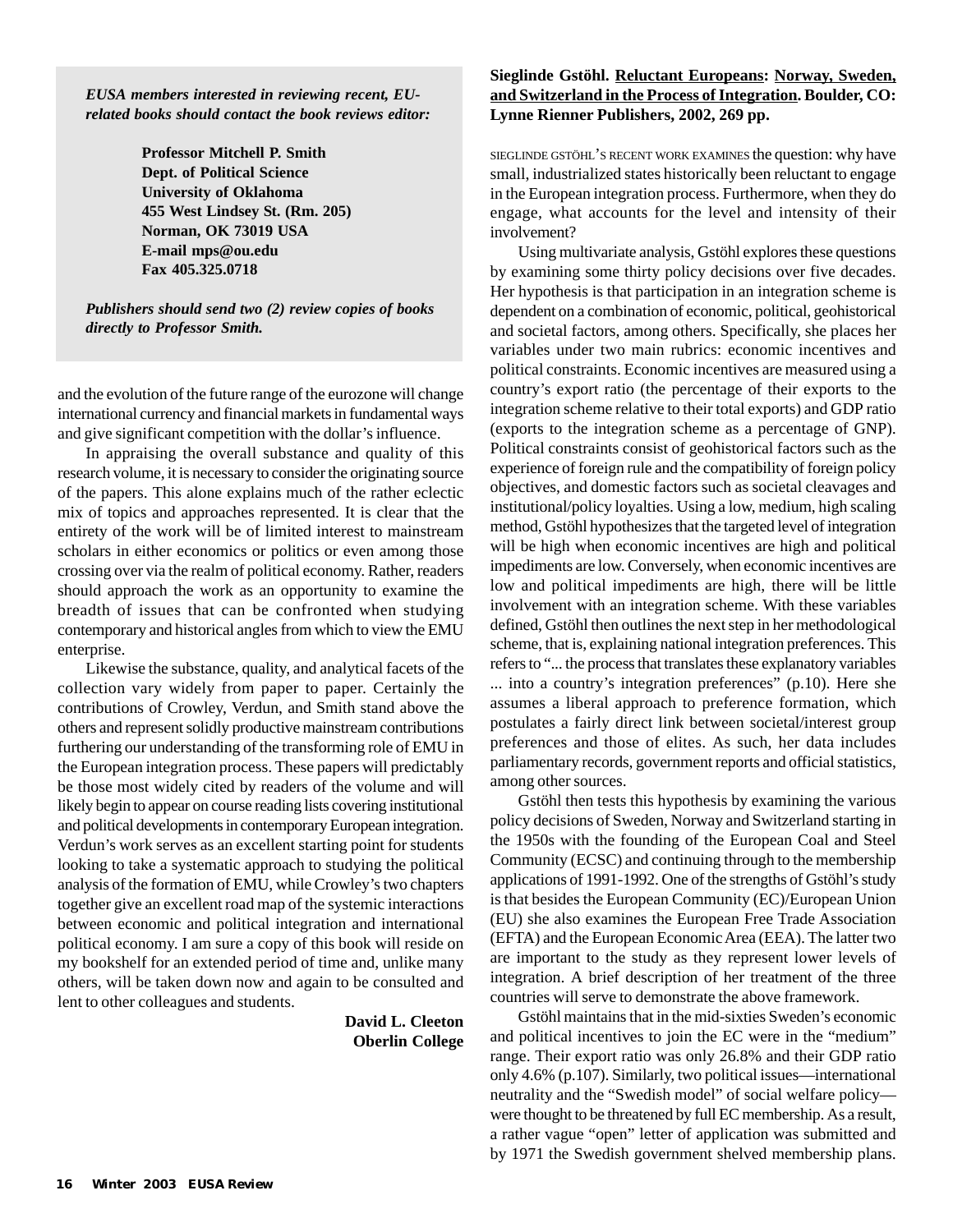*EUSA members interested in reviewing recent, EU-related books should contact the book reviews editor:*

**Professor Mitchell P. Smith**
**Dept. of Political Science**
**University of Oklahoma**
**455 West Lindsey St. (Rm. 205)**
**Norman, OK 73019 USA**
**E-mail mps@ou.edu**
**Fax 405.325.0718**

*Publishers should send two (2) review copies of books directly to Professor Smith.*

and the evolution of the future range of the eurozone will change international currency and financial markets in fundamental ways and give significant competition with the dollar's influence.

In appraising the overall substance and quality of this research volume, it is necessary to consider the originating source of the papers. This alone explains much of the rather eclectic mix of topics and approaches represented. It is clear that the entirety of the work will be of limited interest to mainstream scholars in either economics or politics or even among those crossing over via the realm of political economy. Rather, readers should approach the work as an opportunity to examine the breadth of issues that can be confronted when studying contemporary and historical angles from which to view the EMU enterprise.

Likewise the substance, quality, and analytical facets of the collection vary widely from paper to paper. Certainly the contributions of Crowley, Verdun, and Smith stand above the others and represent solidly productive mainstream contributions furthering our understanding of the transforming role of EMU in the European integration process. These papers will predictably be those most widely cited by readers of the volume and will likely begin to appear on course reading lists covering institutional and political developments in contemporary European integration. Verdun's work serves as an excellent starting point for students looking to take a systematic approach to studying the political analysis of the formation of EMU, while Crowley's two chapters together give an excellent road map of the systemic interactions between economic and political integration and international political economy. I am sure a copy of this book will reside on my bookshelf for an extended period of time and, unlike many others, will be taken down now and again to be consulted and lent to other colleagues and students.

**David L. Cleeton**
**Oberlin College**

**Sieglinde Gstöhl. Reluctant Europeans: Norway, Sweden, and Switzerland in the Process of Integration. Boulder, CO: Lynne Rienner Publishers, 2002, 269 pp.**

SIEGLINDE GSTÖHL'S RECENT WORK EXAMINES the question: why have small, industrialized states historically been reluctant to engage in the European integration process. Furthermore, when they do engage, what accounts for the level and intensity of their involvement?

Using multivariate analysis, Gstöhl explores these questions by examining some thirty policy decisions over five decades. Her hypothesis is that participation in an integration scheme is dependent on a combination of economic, political, geohistorical and societal factors, among others. Specifically, she places her variables under two main rubrics: economic incentives and political constraints. Economic incentives are measured using a country's export ratio (the percentage of their exports to the integration scheme relative to their total exports) and GDP ratio (exports to the integration scheme as a percentage of GNP). Political constraints consist of geohistorical factors such as the experience of foreign rule and the compatibility of foreign policy objectives, and domestic factors such as societal cleavages and institutional/policy loyalties. Using a low, medium, high scaling method, Gstöhl hypothesizes that the targeted level of integration will be high when economic incentives are high and political impediments are low. Conversely, when economic incentives are low and political impediments are high, there will be little involvement with an integration scheme. With these variables defined, Gstöhl then outlines the next step in her methodological scheme, that is, explaining national integration preferences. This refers to "... the process that translates these explanatory variables ... into a country's integration preferences" (p.10). Here she assumes a liberal approach to preference formation, which postulates a fairly direct link between societal/interest group preferences and those of elites. As such, her data includes parliamentary records, government reports and official statistics, among other sources.

Gstöhl then tests this hypothesis by examining the various policy decisions of Sweden, Norway and Switzerland starting in the 1950s with the founding of the European Coal and Steel Community (ECSC) and continuing through to the membership applications of 1991-1992. One of the strengths of Gstöhl's study is that besides the European Community (EC)/European Union (EU) she also examines the European Free Trade Association (EFTA) and the European Economic Area (EEA). The latter two are important to the study as they represent lower levels of integration. A brief description of her treatment of the three countries will serve to demonstrate the above framework.

Gstöhl maintains that in the mid-sixties Sweden's economic and political incentives to join the EC were in the "medium" range. Their export ratio was only 26.8% and their GDP ratio only 4.6% (p.107). Similarly, two political issues—international neutrality and the "Swedish model" of social welfare policy—were thought to be threatened by full EC membership. As a result, a rather vague "open" letter of application was submitted and by 1971 the Swedish government shelved membership plans.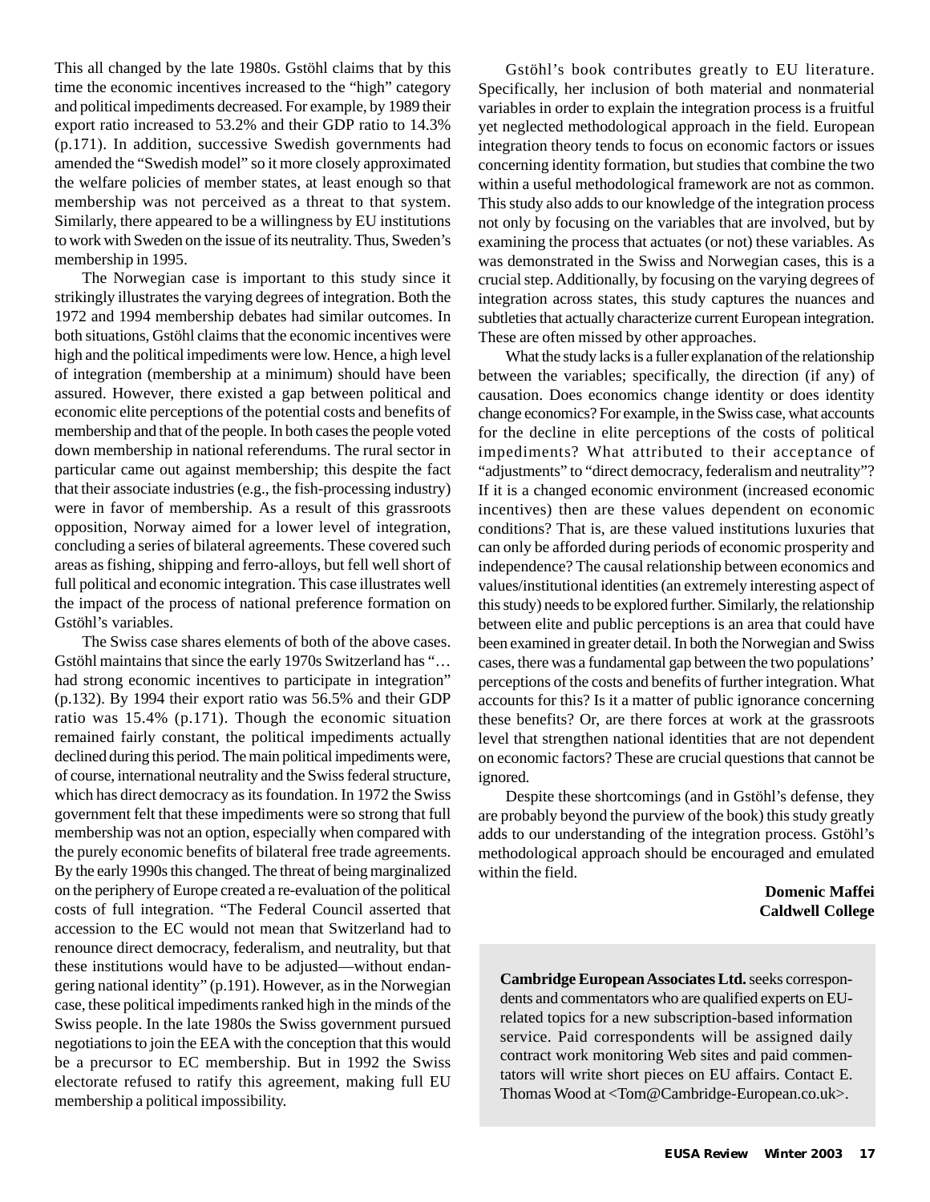This all changed by the late 1980s. Gstöhl claims that by this time the economic incentives increased to the "high" category and political impediments decreased. For example, by 1989 their export ratio increased to 53.2% and their GDP ratio to 14.3% (p.171). In addition, successive Swedish governments had amended the "Swedish model" so it more closely approximated the welfare policies of member states, at least enough so that membership was not perceived as a threat to that system. Similarly, there appeared to be a willingness by EU institutions to work with Sweden on the issue of its neutrality. Thus, Sweden's membership in 1995.

The Norwegian case is important to this study since it strikingly illustrates the varying degrees of integration. Both the 1972 and 1994 membership debates had similar outcomes. In both situations, Gstöhl claims that the economic incentives were high and the political impediments were low. Hence, a high level of integration (membership at a minimum) should have been assured. However, there existed a gap between political and economic elite perceptions of the potential costs and benefits of membership and that of the people. In both cases the people voted down membership in national referendums. The rural sector in particular came out against membership; this despite the fact that their associate industries (e.g., the fish-processing industry) were in favor of membership. As a result of this grassroots opposition, Norway aimed for a lower level of integration, concluding a series of bilateral agreements. These covered such areas as fishing, shipping and ferro-alloys, but fell well short of full political and economic integration. This case illustrates well the impact of the process of national preference formation on Gstöhl's variables.

The Swiss case shares elements of both of the above cases. Gstöhl maintains that since the early 1970s Switzerland has "… had strong economic incentives to participate in integration" (p.132). By 1994 their export ratio was 56.5% and their GDP ratio was 15.4% (p.171). Though the economic situation remained fairly constant, the political impediments actually declined during this period. The main political impediments were, of course, international neutrality and the Swiss federal structure, which has direct democracy as its foundation. In 1972 the Swiss government felt that these impediments were so strong that full membership was not an option, especially when compared with the purely economic benefits of bilateral free trade agreements. By the early 1990s this changed. The threat of being marginalized on the periphery of Europe created a re-evaluation of the political costs of full integration. "The Federal Council asserted that accession to the EC would not mean that Switzerland had to renounce direct democracy, federalism, and neutrality, but that these institutions would have to be adjusted—without endangering national identity" (p.191). However, as in the Norwegian case, these political impediments ranked high in the minds of the Swiss people. In the late 1980s the Swiss government pursued negotiations to join the EEA with the conception that this would be a precursor to EC membership. But in 1992 the Swiss electorate refused to ratify this agreement, making full EU membership a political impossibility.

Gstöhl's book contributes greatly to EU literature. Specifically, her inclusion of both material and nonmaterial variables in order to explain the integration process is a fruitful yet neglected methodological approach in the field. European integration theory tends to focus on economic factors or issues concerning identity formation, but studies that combine the two within a useful methodological framework are not as common. This study also adds to our knowledge of the integration process not only by focusing on the variables that are involved, but by examining the process that actuates (or not) these variables. As was demonstrated in the Swiss and Norwegian cases, this is a crucial step. Additionally, by focusing on the varying degrees of integration across states, this study captures the nuances and subtleties that actually characterize current European integration. These are often missed by other approaches.

What the study lacks is a fuller explanation of the relationship between the variables; specifically, the direction (if any) of causation. Does economics change identity or does identity change economics? For example, in the Swiss case, what accounts for the decline in elite perceptions of the costs of political impediments? What attributed to their acceptance of "adjustments" to "direct democracy, federalism and neutrality"? If it is a changed economic environment (increased economic incentives) then are these values dependent on economic conditions? That is, are these valued institutions luxuries that can only be afforded during periods of economic prosperity and independence? The causal relationship between economics and values/institutional identities (an extremely interesting aspect of this study) needs to be explored further. Similarly, the relationship between elite and public perceptions is an area that could have been examined in greater detail. In both the Norwegian and Swiss cases, there was a fundamental gap between the two populations' perceptions of the costs and benefits of further integration. What accounts for this? Is it a matter of public ignorance concerning these benefits? Or, are there forces at work at the grassroots level that strengthen national identities that are not dependent on economic factors? These are crucial questions that cannot be ignored.

Despite these shortcomings (and in Gstöhl's defense, they are probably beyond the purview of the book) this study greatly adds to our understanding of the integration process. Gstöhl's methodological approach should be encouraged and emulated within the field.

**Domenic Maffei**
**Caldwell College**

**Cambridge European Associates Ltd.** seeks correspondents and commentators who are qualified experts on EU-related topics for a new subscription-based information service. Paid correspondents will be assigned daily contract work monitoring Web sites and paid commentators will write short pieces on EU affairs. Contact E. Thomas Wood at <Tom@Cambridge-European.co.uk>.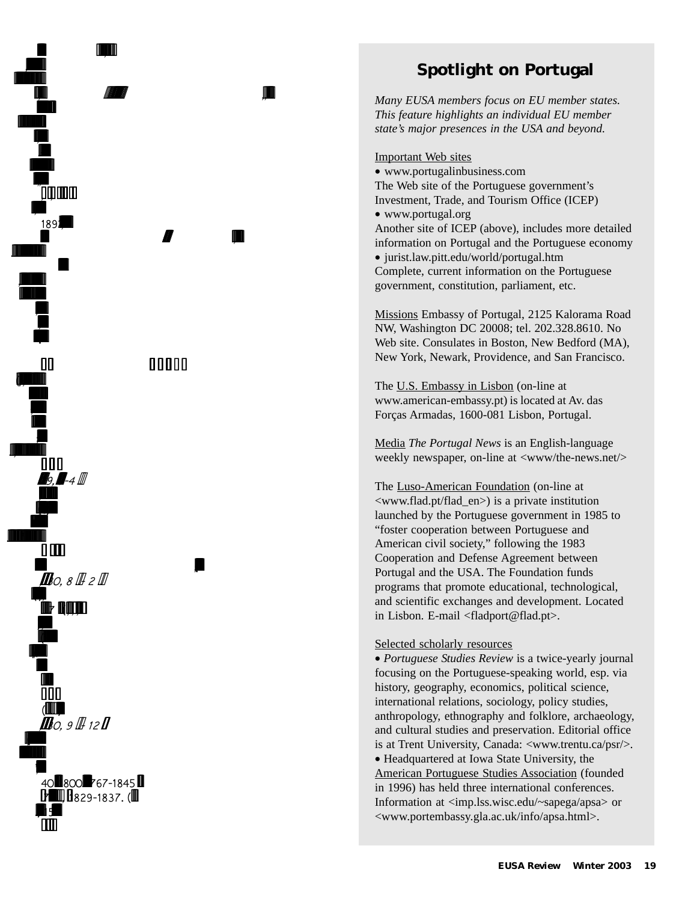## Spotlight on Portugal

*Many EUSA members focus on EU member states. This feature highlights an individual EU member state's major presences in the USA and beyond.*

Important Web sites

- www.portugalinbusiness.com

The Web site of the Portuguese government's Investment, Trade, and Tourism Office (ICEP)

- www.portugal.org

Another site of ICEP (above), includes more detailed information on Portugal and the Portuguese economy

- jurist.law.pitt.edu/world/portugal.htm

Complete, current information on the Portuguese government, constitution, parliament, etc.

Missions Embassy of Portugal, 2125 Kalorama Road NW, Washington DC 20008; tel. 202.328.8610. No Web site. Consulates in Boston, New Bedford (MA), New York, Newark, Providence, and San Francisco.

The U.S. Embassy in Lisbon (on-line at www.american-embassy.pt) is located at Av. das Forças Armadas, 1600-081 Lisbon, Portugal.

Media *The Portugal News* is an English-language weekly newspaper, on-line at <www/the-news.net/>

The Luso-American Foundation (on-line at <www.flad.pt/flad_en>) is a private institution launched by the Portuguese government in 1985 to "foster cooperation between Portuguese and American civil society," following the 1983 Cooperation and Defense Agreement between Portugal and the USA. The Foundation funds programs that promote educational, technological, and scientific exchanges and development. Located in Lisbon. E-mail <fladport@flad.pt>.

Selected scholarly resources

- *Portuguese Studies Review* is a twice-yearly journal focusing on the Portuguese-speaking world, esp. via history, geography, economics, political science, international relations, sociology, policy studies, anthropology, ethnography and folklore, archaeology, and cultural studies and preservation. Editorial office is at Trent University, Canada: <www.trentu.ca/psr/>.
- Headquartered at Iowa State University, the American Portuguese Studies Association (founded in 1996) has held three international conferences. Information at <imp.lss.wisc.edu/~sapega/apsa> or <www.portembassy.gla.ac.uk/info/apsa.html>.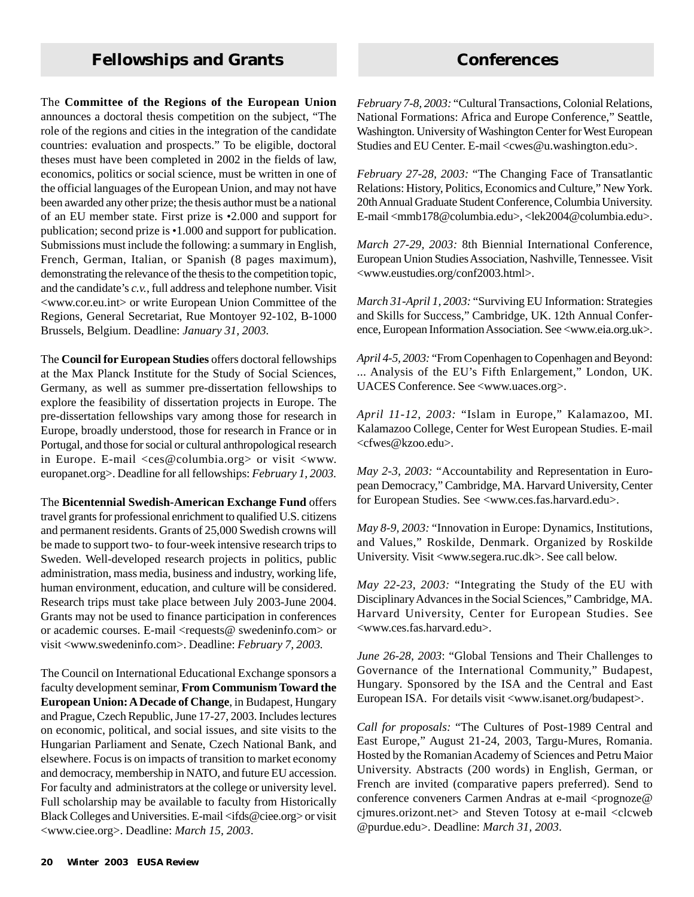## Fellowships and Grants

The **Committee of the Regions of the European Union** announces a doctoral thesis competition on the subject, "The role of the regions and cities in the integration of the candidate countries: evaluation and prospects." To be eligible, doctoral theses must have been completed in 2002 in the fields of law, economics, politics or social science, must be written in one of the official languages of the European Union, and may not have been awarded any other prize; the thesis author must be a national of an EU member state. First prize is •2.000 and support for publication; second prize is •1.000 and support for publication. Submissions must include the following: a summary in English, French, German, Italian, or Spanish (8 pages maximum), demonstrating the relevance of the thesis to the competition topic, and the candidate's *c.v.*, full address and telephone number. Visit <www.cor.eu.int> or write European Union Committee of the Regions, General Secretariat, Rue Montoyer 92-102, B-1000 Brussels, Belgium. Deadline: *January 31, 2003.*

The **Council for European Studies** offers doctoral fellowships at the Max Planck Institute for the Study of Social Sciences, Germany, as well as summer pre-dissertation fellowships to explore the feasibility of dissertation projects in Europe. The pre-dissertation fellowships vary among those for research in Europe, broadly understood, those for research in France or in Portugal, and those for social or cultural anthropological research in Europe. E-mail <ces@columbia.org> or visit <www.europanet.org>. Deadline for all fellowships: *February 1, 2003.*

The **Bicentennial Swedish-American Exchange Fund** offers travel grants for professional enrichment to qualified U.S. citizens and permanent residents. Grants of 25,000 Swedish crowns will be made to support two- to four-week intensive research trips to Sweden. Well-developed research projects in politics, public administration, mass media, business and industry, working life, human environment, education, and culture will be considered. Research trips must take place between July 2003-June 2004. Grants may not be used to finance participation in conferences or academic courses. E-mail <requests@ swedeninfo.com> or visit <www.swedeninfo.com>. Deadline: *February 7, 2003.*

The Council on International Educational Exchange sponsors a faculty development seminar, **From Communism Toward the European Union: A Decade of Change**, in Budapest, Hungary and Prague, Czech Republic, June 17-27, 2003. Includes lectures on economic, political, and social issues, and site visits to the Hungarian Parliament and Senate, Czech National Bank, and elsewhere. Focus is on impacts of transition to market economy and democracy, membership in NATO, and future EU accession. For faculty and administrators at the college or university level. Full scholarship may be available to faculty from Historically Black Colleges and Universities. E-mail <ifds@ciee.org> or visit <www.ciee.org>. Deadline: *March 15, 2003*.

## Conferences

*February 7-8, 2003:* "Cultural Transactions, Colonial Relations, National Formations: Africa and Europe Conference," Seattle, Washington. University of Washington Center for West European Studies and EU Center. E-mail <cwes@u.washington.edu>.

*February 27-28, 2003:* "The Changing Face of Transatlantic Relations: History, Politics, Economics and Culture," New York. 20th Annual Graduate Student Conference, Columbia University. E-mail <mmb178@columbia.edu>, <lek2004@columbia.edu>.

*March 27-29, 2003:* 8th Biennial International Conference, European Union Studies Association, Nashville, Tennessee. Visit <www.eustudies.org/conf2003.html>.

*March 31-April 1, 2003:* "Surviving EU Information: Strategies and Skills for Success," Cambridge, UK. 12th Annual Conference, European Information Association. See <www.eia.org.uk>.

*April 4-5, 2003:* "From Copenhagen to Copenhagen and Beyond: ... Analysis of the EU's Fifth Enlargement," London, UK. UACES Conference. See <www.uaces.org>.

*April 11-12, 2003:* "Islam in Europe," Kalamazoo, MI. Kalamazoo College, Center for West European Studies. E-mail <cfwes@kzoo.edu>.

*May 2-3, 2003:* "Accountability and Representation in European Democracy," Cambridge, MA. Harvard University, Center for European Studies. See <www.ces.fas.harvard.edu>.

*May 8-9, 2003:* "Innovation in Europe: Dynamics, Institutions, and Values," Roskilde, Denmark. Organized by Roskilde University. Visit <www.segera.ruc.dk>. See call below.

*May 22-23, 2003:* "Integrating the Study of the EU with Disciplinary Advances in the Social Sciences," Cambridge, MA. Harvard University, Center for European Studies. See <www.ces.fas.harvard.edu>.

*June 26-28, 2003*: "Global Tensions and Their Challenges to Governance of the International Community," Budapest, Hungary. Sponsored by the ISA and the Central and East European ISA. For details visit <www.isanet.org/budapest>.

*Call for proposals:* "The Cultures of Post-1989 Central and East Europe," August 21-24, 2003, Targu-Mures, Romania. Hosted by the Romanian Academy of Sciences and Petru Maior University. Abstracts (200 words) in English, German, or French are invited (comparative papers preferred). Send to conference conveners Carmen Andras at e-mail <prognoze@ cjmures.orizont.net> and Steven Totosy at e-mail <clcweb @purdue.edu>. Deadline: *March 31, 2003*.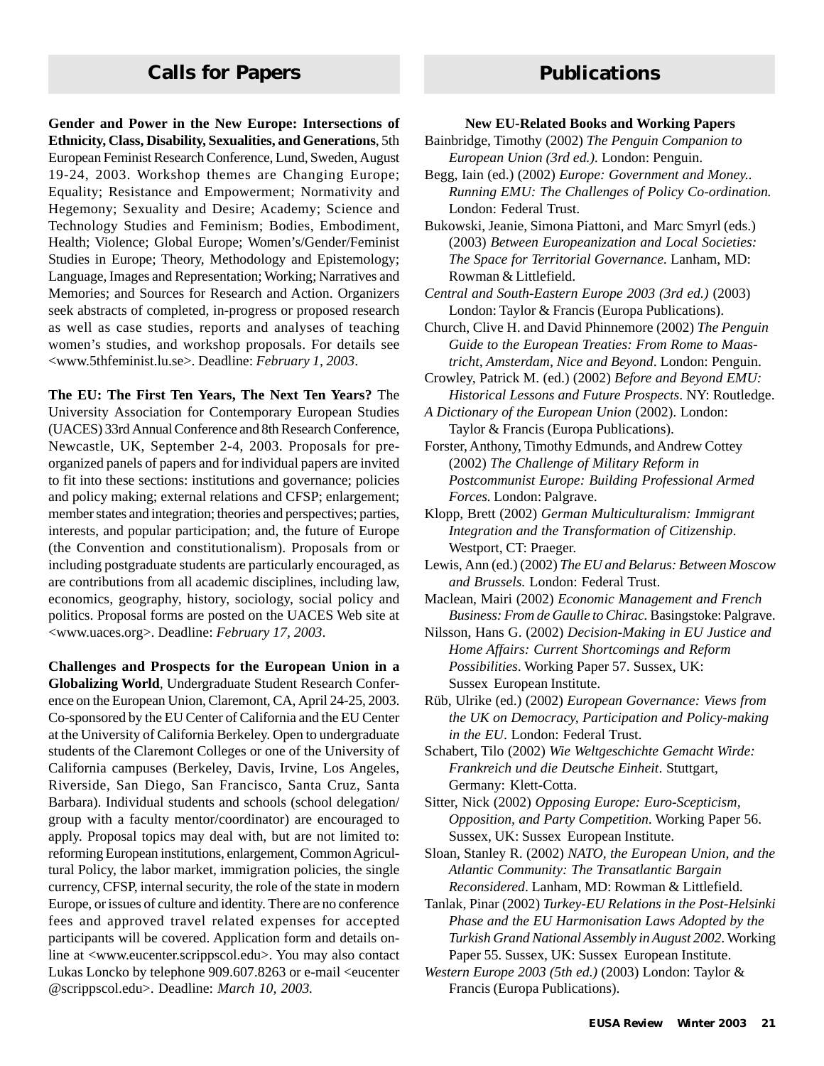## Calls for Papers

**Gender and Power in the New Europe: Intersections of Ethnicity, Class, Disability, Sexualities, and Generations**, 5th European Feminist Research Conference, Lund, Sweden, August 19-24, 2003. Workshop themes are Changing Europe; Equality; Resistance and Empowerment; Normativity and Hegemony; Sexuality and Desire; Academy; Science and Technology Studies and Feminism; Bodies, Embodiment, Health; Violence; Global Europe; Women's/Gender/Feminist Studies in Europe; Theory, Methodology and Epistemology; Language, Images and Representation; Working; Narratives and Memories; and Sources for Research and Action. Organizers seek abstracts of completed, in-progress or proposed research as well as case studies, reports and analyses of teaching women's studies, and workshop proposals. For details see <www.5thfeminist.lu.se>. Deadline: *February 1, 2003*.

**The EU: The First Ten Years, The Next Ten Years?** The University Association for Contemporary European Studies (UACES) 33rd Annual Conference and 8th Research Conference, Newcastle, UK, September 2-4, 2003. Proposals for pre-organized panels of papers and for individual papers are invited to fit into these sections: institutions and governance; policies and policy making; external relations and CFSP; enlargement; member states and integration; theories and perspectives; parties, interests, and popular participation; and, the future of Europe (the Convention and constitutionalism). Proposals from or including postgraduate students are particularly encouraged, as are contributions from all academic disciplines, including law, economics, geography, history, sociology, social policy and politics. Proposal forms are posted on the UACES Web site at <www.uaces.org>. Deadline: *February 17, 2003*.

**Challenges and Prospects for the European Union in a Globalizing World**, Undergraduate Student Research Conference on the European Union, Claremont, CA, April 24-25, 2003. Co-sponsored by the EU Center of California and the EU Center at the University of California Berkeley. Open to undergraduate students of the Claremont Colleges or one of the University of California campuses (Berkeley, Davis, Irvine, Los Angeles, Riverside, San Diego, San Francisco, Santa Cruz, Santa Barbara). Individual students and schools (school delegation/group with a faculty mentor/coordinator) are encouraged to apply. Proposal topics may deal with, but are not limited to: reforming European institutions, enlargement, Common Agricultural Policy, the labor market, immigration policies, the single currency, CFSP, internal security, the role of the state in modern Europe, or issues of culture and identity. There are no conference fees and approved travel related expenses for accepted participants will be covered. Application form and details on-line at <www.eucenter.scrippscol.edu>. You may also contact Lukas Loncko by telephone 909.607.8263 or e-mail <eucenter @scrippscol.edu>. Deadline: *March 10, 2003.*

## Publications

**New EU-Related Books and Working Papers**

Bainbridge, Timothy (2002) *The Penguin Companion to European Union (3rd ed.).* London: Penguin.

Begg, Iain (ed.) (2002) *Europe: Government and Money.. Running EMU: The Challenges of Policy Co-ordination.* London: Federal Trust.

Bukowski, Jeanie, Simona Piattoni, and Marc Smyrl (eds.) (2003) *Between Europeanization and Local Societies: The Space for Territorial Governance.* Lanham, MD: Rowman & Littlefield.

*Central and South-Eastern Europe 2003 (3rd ed.)* (2003) London: Taylor & Francis (Europa Publications).

Church, Clive H. and David Phinnemore (2002) *The Penguin Guide to the European Treaties: From Rome to Maastricht, Amsterdam, Nice and Beyond*. London: Penguin.

Crowley, Patrick M. (ed.) (2002) *Before and Beyond EMU: Historical Lessons and Future Prospects*. NY: Routledge.

*A Dictionary of the European Union* (2002). London: Taylor & Francis (Europa Publications).

Forster, Anthony, Timothy Edmunds, and Andrew Cottey (2002) *The Challenge of Military Reform in Postcommunist Europe: Building Professional Armed Forces.* London: Palgrave.

Klopp, Brett (2002) *German Multiculturalism: Immigrant Integration and the Transformation of Citizenship*. Westport, CT: Praeger.

Lewis, Ann (ed.) (2002) *The EU and Belarus: Between Moscow and Brussels.* London: Federal Trust.

Maclean, Mairi (2002) *Economic Management and French Business: From de Gaulle to Chirac*. Basingstoke: Palgrave.

Nilsson, Hans G. (2002) *Decision-Making in EU Justice and Home Affairs: Current Shortcomings and Reform Possibilities*. Working Paper 57. Sussex, UK: Sussex European Institute.

Rüb, Ulrike (ed.) (2002) *European Governance: Views from the UK on Democracy, Participation and Policy-making in the EU*. London: Federal Trust.

Schabert, Tilo (2002) *Wie Weltgeschichte Gemacht Wirde: Frankreich und die Deutsche Einheit*. Stuttgart, Germany: Klett-Cotta.

Sitter, Nick (2002) *Opposing Europe: Euro-Scepticism, Opposition, and Party Competition*. Working Paper 56. Sussex, UK: Sussex European Institute.

Sloan, Stanley R. (2002) *NATO, the European Union, and the Atlantic Community: The Transatlantic Bargain Reconsidered*. Lanham, MD: Rowman & Littlefield.

Tanlak, Pinar (2002) *Turkey-EU Relations in the Post-Helsinki Phase and the EU Harmonisation Laws Adopted by the Turkish Grand National Assembly in August 2002*. Working Paper 55. Sussex, UK: Sussex European Institute.

*Western Europe 2003 (5th ed.)* (2003) London: Taylor & Francis (Europa Publications).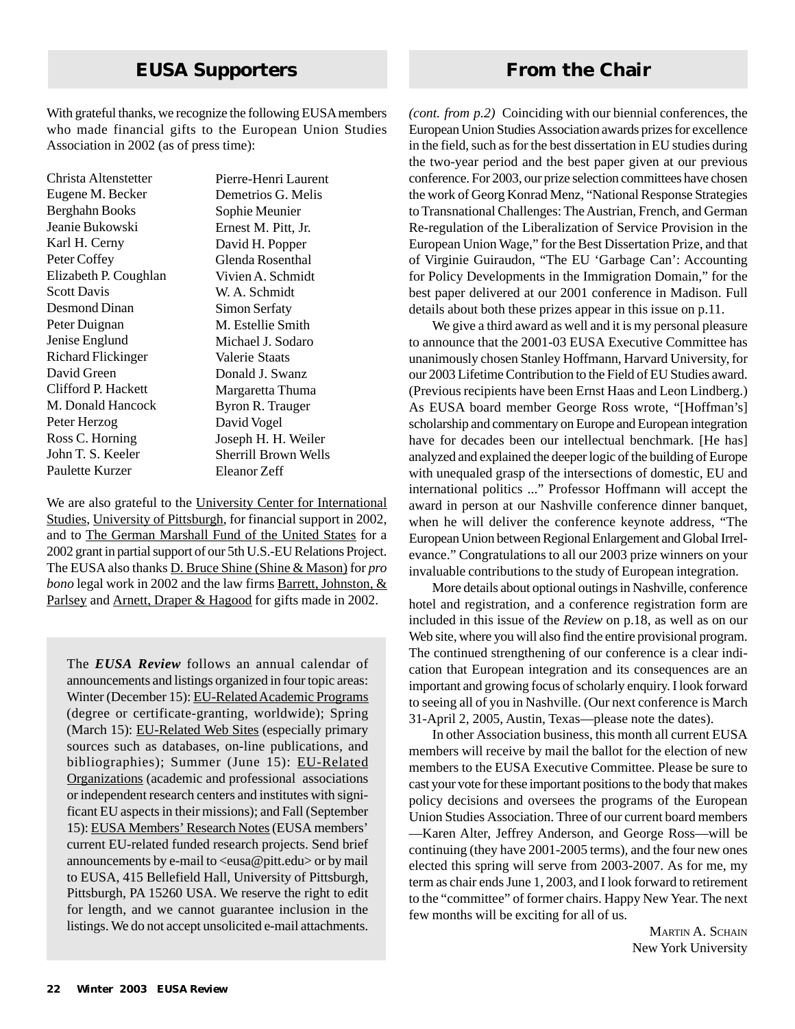## EUSA Supporters

With grateful thanks, we recognize the following EUSA members who made financial gifts to the European Union Studies Association in 2002 (as of press time):

Christa Altenstetter
Eugene M. Becker
Berghahn Books
Jeanie Bukowski
Karl H. Cerny
Peter Coffey
Elizabeth P. Coughlan
Scott Davis
Desmond Dinan
Peter Duignan
Jenise Englund
Richard Flickinger
David Green
Clifford P. Hackett
M. Donald Hancock
Peter Herzog
Ross C. Horning
John T. S. Keeler
Paulette Kurzer
Pierre-Henri Laurent
Demetrios G. Melis
Sophie Meunier
Ernest M. Pitt, Jr.
David H. Popper
Glenda Rosenthal
Vivien A. Schmidt
W. A. Schmidt
Simon Serfaty
M. Estellie Smith
Michael J. Sodaro
Valerie Staats
Donald J. Swanz
Margaretta Thuma
Byron R. Trauger
David Vogel
Joseph H. H. Weiler
Sherrill Brown Wells
Eleanor Zeff

We are also grateful to the University Center for International Studies, University of Pittsburgh, for financial support in 2002, and to The German Marshall Fund of the United States for a 2002 grant in partial support of our 5th U.S.-EU Relations Project. The EUSA also thanks D. Bruce Shine (Shine & Mason) for *pro bono* legal work in 2002 and the law firms Barrett, Johnston, & Parlsey and Arnett, Draper & Hagood for gifts made in 2002.

The ***EUSA Review*** follows an annual calendar of announcements and listings organized in four topic areas: Winter (December 15): EU-Related Academic Programs (degree or certificate-granting, worldwide); Spring (March 15): EU-Related Web Sites (especially primary sources such as databases, on-line publications, and bibliographies); Summer (June 15): EU-Related Organizations (academic and professional associations or independent research centers and institutes with significant EU aspects in their missions); and Fall (September 15): EUSA Members' Research Notes (EUSA members' current EU-related funded research projects. Send brief announcements by e-mail to <eusa@pitt.edu> or by mail to EUSA, 415 Bellefield Hall, University of Pittsburgh, Pittsburgh, PA 15260 USA. We reserve the right to edit for length, and we cannot guarantee inclusion in the listings. We do not accept unsolicited e-mail attachments.

## From the Chair

*(cont. from p.2)* Coinciding with our biennial conferences, the European Union Studies Association awards prizes for excellence in the field, such as for the best dissertation in EU studies during the two-year period and the best paper given at our previous conference. For 2003, our prize selection committees have chosen the work of Georg Konrad Menz, "National Response Strategies to Transnational Challenges: The Austrian, French, and German Re-regulation of the Liberalization of Service Provision in the European Union Wage," for the Best Dissertation Prize, and that of Virginie Guiraudon, "The EU 'Garbage Can': Accounting for Policy Developments in the Immigration Domain," for the best paper delivered at our 2001 conference in Madison. Full details about both these prizes appear in this issue on p.11.

We give a third award as well and it is my personal pleasure to announce that the 2001-03 EUSA Executive Committee has unanimously chosen Stanley Hoffmann, Harvard University, for our 2003 Lifetime Contribution to the Field of EU Studies award. (Previous recipients have been Ernst Haas and Leon Lindberg.) As EUSA board member George Ross wrote, "[Hoffman's] scholarship and commentary on Europe and European integration have for decades been our intellectual benchmark. [He has] analyzed and explained the deeper logic of the building of Europe with unequaled grasp of the intersections of domestic, EU and international politics ..." Professor Hoffmann will accept the award in person at our Nashville conference dinner banquet, when he will deliver the conference keynote address, "The European Union between Regional Enlargement and Global Irrelevance." Congratulations to all our 2003 prize winners on your invaluable contributions to the study of European integration.

More details about optional outings in Nashville, conference hotel and registration, and a conference registration form are included in this issue of the *Review* on p.18, as well as on our Web site, where you will also find the entire provisional program. The continued strengthening of our conference is a clear indication that European integration and its consequences are an important and growing focus of scholarly enquiry. I look forward to seeing all of you in Nashville. (Our next conference is March 31-April 2, 2005, Austin, Texas—please note the dates).

In other Association business, this month all current EUSA members will receive by mail the ballot for the election of new members to the EUSA Executive Committee. Please be sure to cast your vote for these important positions to the body that makes policy decisions and oversees the programs of the European Union Studies Association. Three of our current board members —Karen Alter, Jeffrey Anderson, and George Ross—will be continuing (they have 2001-2005 terms), and the four new ones elected this spring will serve from 2003-2007. As for me, my term as chair ends June 1, 2003, and I look forward to retirement to the "committee" of former chairs. Happy New Year. The next few months will be exciting for all of us.

Martin A. Schain
New York University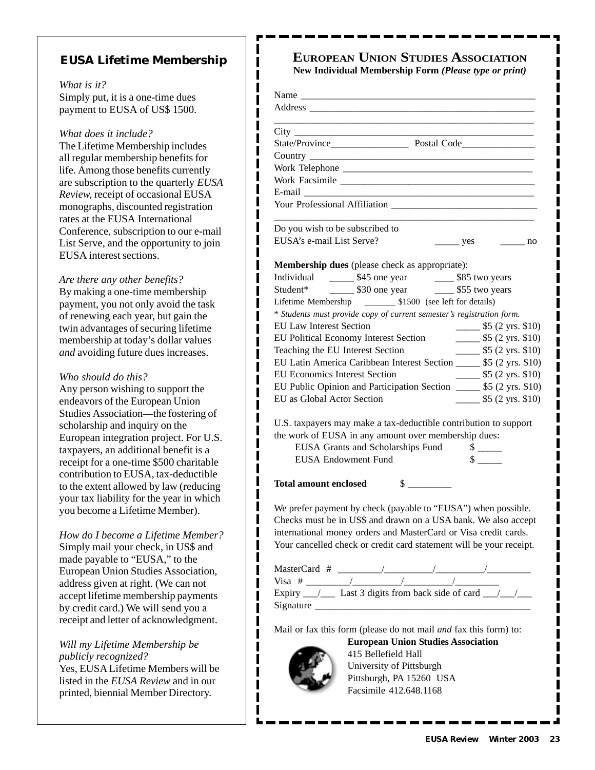## EUSA Lifetime Membership

*What is it?*
Simply put, it is a one-time dues payment to EUSA of US$ 1500.

*What does it include?*
The Lifetime Membership includes all regular membership benefits for life. Among those benefits currently are subscription to the quarterly *EUSA Review*, receipt of occasional EUSA monographs, discounted registration rates at the EUSA International Conference, subscription to our e-mail List Serve, and the opportunity to join EUSA interest sections.

*Are there any other benefits?*
By making a one-time membership payment, you not only avoid the task of renewing each year, but gain the twin advantages of securing lifetime membership at today's dollar values *and* avoiding future dues increases.

*Who should do this?*
Any person wishing to support the endeavors of the European Union Studies Association—the fostering of scholarship and inquiry on the European integration project. For U.S. taxpayers, an additional benefit is a receipt for a one-time $500 charitable contribution to EUSA, tax-deductible to the extent allowed by law (reducing your tax liability for the year in which you become a Lifetime Member).

*How do I become a Lifetime Member?*
Simply mail your check, in US$ and made payable to "EUSA," to the European Union Studies Association, address given at right. (We can not accept lifetime membership payments by credit card.) We will send you a receipt and letter of acknowledgment.

*Will my Lifetime Membership be publicly recognized?*
Yes, EUSA Lifetime Members will be listed in the *EUSA Review* and in our printed, biennial Member Directory.

## EUROPEAN UNION STUDIES ASSOCIATION

**New Individual Membership Form *(Please type or print)***

Name ______________________________________________

Address ____________________________________________

___________________________________________________

City _______________________________________________

State/Province________________ Postal Code_______________

Country ____________________________________________

Work Telephone ______________________________________

Work Facsimile _______________________________________

E-mail _____________________________________________

Your Professional Affiliation ____________________________

___________________________________________________

Do you wish to be subscribed to EUSA's e-mail List Serve? _____ yes _____ no

**Membership dues** (please check as appropriate):

Individual _____ $45 one year ____ $85 two years

Student* _____ $30 one year ____ $55 two years

Lifetime Membership _______ $1500 (see left for details)

* *Students must provide copy of current semester's registration form.*

EU Law Interest Section _____ $5 (2 yrs. $10)

EU Political Economy Interest Section _____ $5 (2 yrs. $10)

Teaching the EU Interest Section _____ $5 (2 yrs. $10)

EU Latin America Caribbean Interest Section _____ $5 (2 yrs. $10)

EU Economics Interest Section _____ $5 (2 yrs. $10)

EU Public Opinion and Participation Section _____ $5 (2 yrs. $10)

EU as Global Actor Section _____ $5 (2 yrs. $10)

U.S. taxpayers may make a tax-deductible contribution to support the work of EUSA in any amount over membership dues:

EUSA Grants and Scholarships Fund $ _____

EUSA Endowment Fund $ _____

**Total amount enclosed** $ _________

We prefer payment by check (payable to "EUSA") when possible. Checks must be in US$ and drawn on a USA bank. We also accept international money orders and MasterCard or Visa credit cards. Your cancelled check or credit card statement will be your receipt.

MasterCard # _________/__________/__________/_________

Visa # _________/__________/__________/_________

Expiry ___/___ Last 3 digits from back side of card ___/___/___

Signature ___________________________________________

Mail or fax this form (please do not mail *and* fax this form) to:

**European Union Studies Association**
415 Bellefield Hall
University of Pittsburgh
Pittsburgh, PA 15260 USA
Facsimile 412.648.1168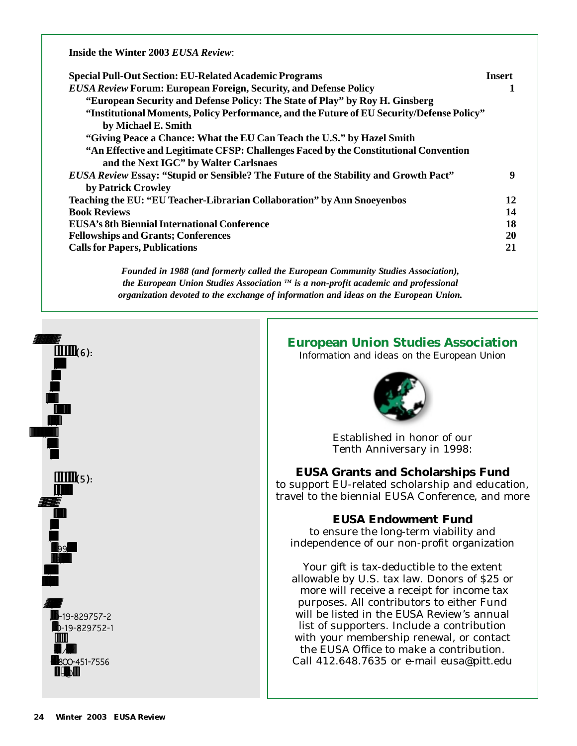**Inside the Winter 2003 *EUSA Review*:**

| | |
|---|---|
| **Special Pull-Out Section: EU-Related Academic Programs** | **Insert** |
| ***EUSA Review* Forum: European Foreign, Security, and Defense Policy** | **1** |
| **"European Security and Defense Policy: The State of Play" by Roy H. Ginsberg** | |
| **"Institutional Moments, Policy Performance, and the Future of EU Security/Defense Policy" by Michael E. Smith** | |
| **"Giving Peace a Chance: What the EU Can Teach the U.S." by Hazel Smith** | |
| **"An Effective and Legitimate CFSP: Challenges Faced by the Constitutional Convention and the Next IGC" by Walter Carlsnaes** | |
| ***EUSA Review* Essay: "Stupid or Sensible? The Future of the Stability and Growth Pact" by Patrick Crowley** | **9** |
| **Teaching the EU: "EU Teacher-Librarian Collaboration" by Ann Snoeyenbos** | **12** |
| **Book Reviews** | **14** |
| **EUSA's 8th Biennial International Conference** | **18** |
| **Fellowships and Grants; Conferences** | **20** |
| **Calls for Papers, Publications** | **21** |

***Founded in 1988 (and formerly called the European Community Studies Association), the European Union Studies Association ™ is a non-profit academic and professional organization devoted to the exchange of information and ideas on the European Union.***

(6):

(5):

99

-19-829757-2

-19-829752-1

800-451-7556

## European Union Studies Association

*Information and ideas on the European Union*

Established in honor of our Tenth Anniversary in 1998:

### EUSA Grants and Scholarships Fund

to support EU-related scholarship and education, travel to the biennial EUSA Conference, and more

### EUSA Endowment Fund

to ensure the long-term viability and independence of our non-profit organization

Your gift is tax-deductible to the extent allowable by U.S. tax law. Donors of $25 or more will receive a receipt for income tax purposes. All contributors to either Fund will be listed in the EUSA Review's annual list of supporters. Include a contribution with your membership renewal, or contact the EUSA Office to make a contribution. Call 412.648.7635 or e-mail eusa@pitt.edu